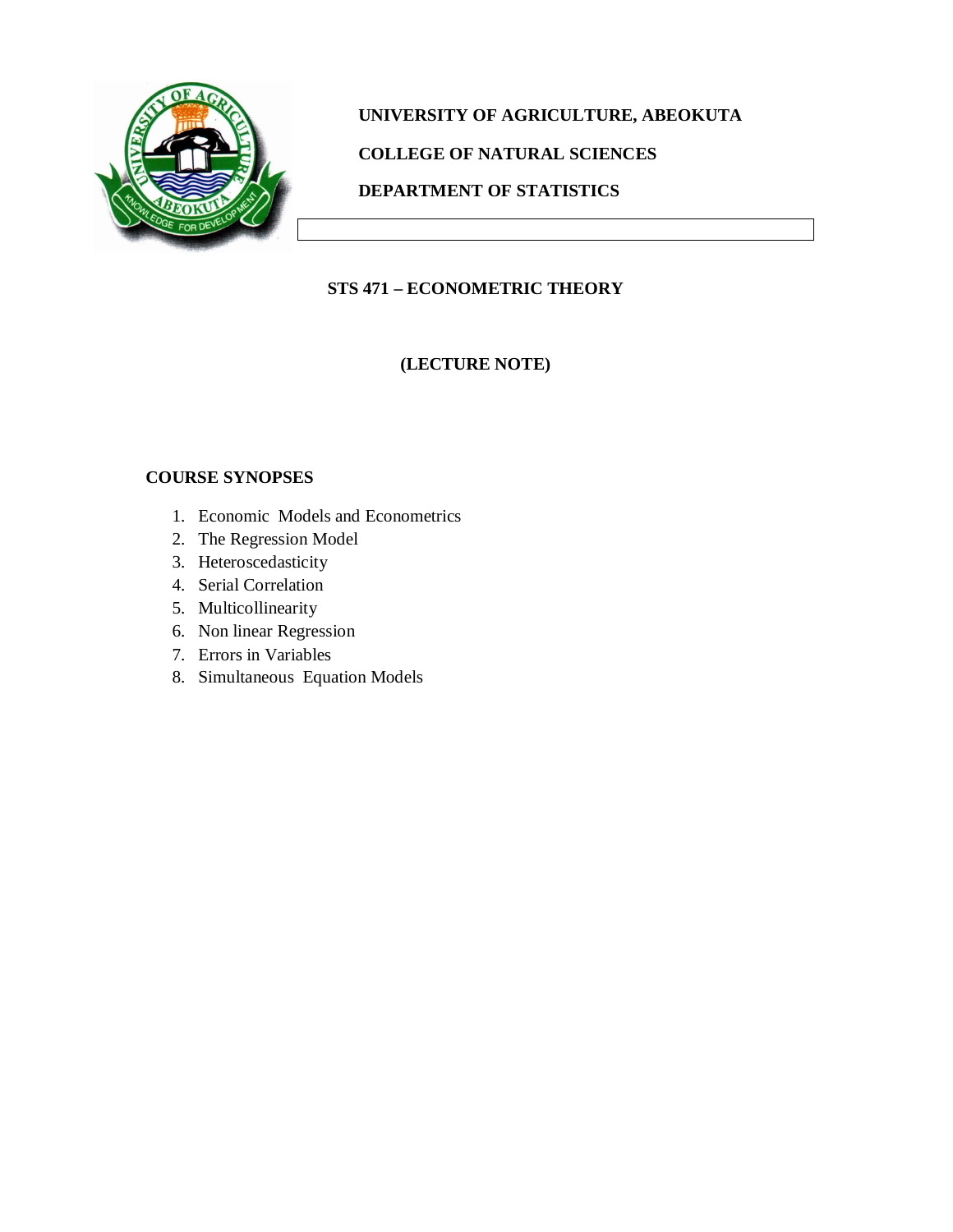**UNIVERSITY OF AGRICULTURE, ABEOKUTA**

**COLLEGE OF NATURAL SCIENCES**

**DEPARTMENT OF STATISTICS**

# STS 471 – ECONOMETRIC THEORY

## (LECTURE NOTE)

### COURSE SYNOPSES

1. Economic Models and Econometrics
2. The Regression Model
3. Heteroscedasticity
4. Serial Correlation
5. Multicollinearity
6. Non linear Regression
7. Errors in Variables
8. Simultaneous Equation Models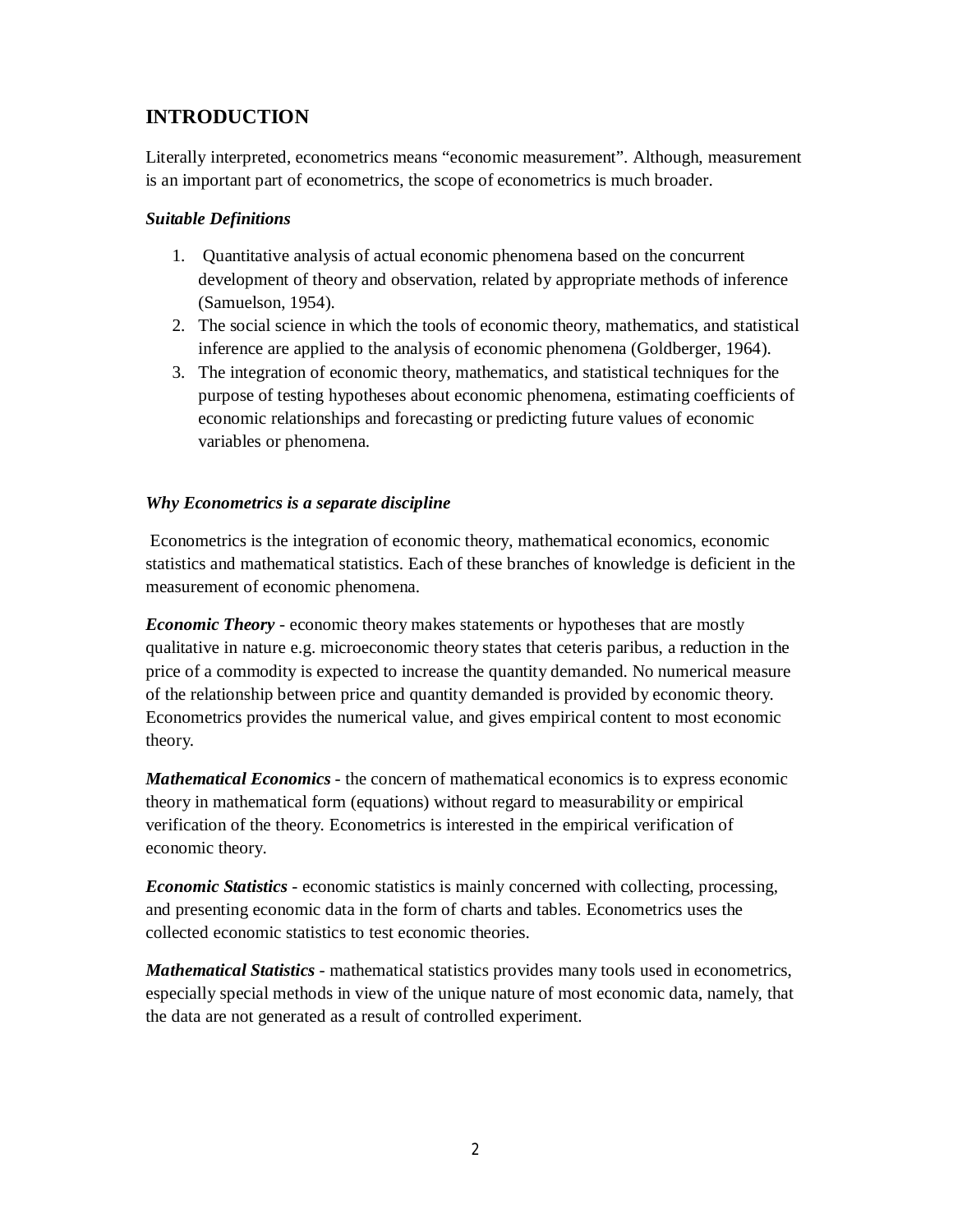## INTRODUCTION

Literally interpreted, econometrics means "economic measurement". Although, measurement is an important part of econometrics, the scope of econometrics is much broader.

***Suitable Definitions***

1. Quantitative analysis of actual economic phenomena based on the concurrent development of theory and observation, related by appropriate methods of inference (Samuelson, 1954).
2. The social science in which the tools of economic theory, mathematics, and statistical inference are applied to the analysis of economic phenomena (Goldberger, 1964).
3. The integration of economic theory, mathematics, and statistical techniques for the purpose of testing hypotheses about economic phenomena, estimating coefficients of economic relationships and forecasting or predicting future values of economic variables or phenomena.

***Why Econometrics is a separate discipline***

Econometrics is the integration of economic theory, mathematical economics, economic statistics and mathematical statistics. Each of these branches of knowledge is deficient in the measurement of economic phenomena.

***Economic Theory*** - economic theory makes statements or hypotheses that are mostly qualitative in nature e.g. microeconomic theory states that ceteris paribus, a reduction in the price of a commodity is expected to increase the quantity demanded. No numerical measure of the relationship between price and quantity demanded is provided by economic theory. Econometrics provides the numerical value, and gives empirical content to most economic theory.

***Mathematical Economics*** - the concern of mathematical economics is to express economic theory in mathematical form (equations) without regard to measurability or empirical verification of the theory. Econometrics is interested in the empirical verification of economic theory.

***Economic Statistics*** - economic statistics is mainly concerned with collecting, processing, and presenting economic data in the form of charts and tables. Econometrics uses the collected economic statistics to test economic theories.

***Mathematical Statistics*** - mathematical statistics provides many tools used in econometrics, especially special methods in view of the unique nature of most economic data, namely, that the data are not generated as a result of controlled experiment.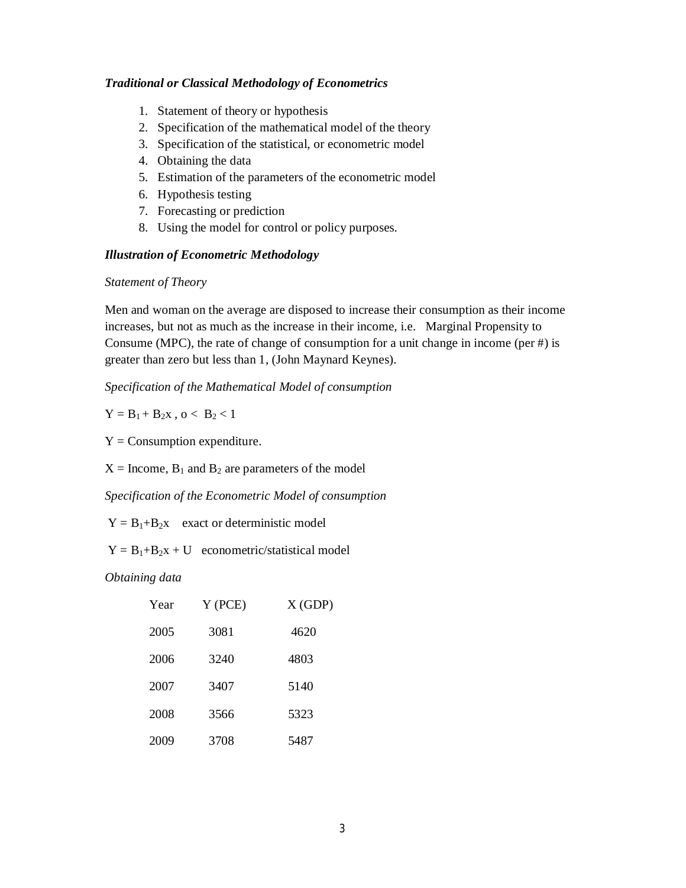***Traditional or Classical Methodology of Econometrics***

1. Statement of theory or hypothesis
2. Specification of the mathematical model of the theory
3. Specification of the statistical, or econometric model
4. Obtaining the data
5. Estimation of the parameters of the econometric model
6. Hypothesis testing
7. Forecasting or prediction
8. Using the model for control or policy purposes.

***Illustration of Econometric Methodology***

*Statement of Theory*

Men and woman on the average are disposed to increase their consumption as their income increases, but not as much as the increase in their income, i.e. Marginal Propensity to Consume (MPC), the rate of change of consumption for a unit change in income (per #) is greater than zero but less than 1, (John Maynard Keynes).

*Specification of the Mathematical Model of consumption*

$Y = B_1 + B_2x$ , $o < B_2 < 1$

Y = Consumption expenditure.

X = Income, $B_1$ and $B_2$ are parameters of the model

*Specification of the Econometric Model of consumption*

$Y = B_1+B_2x$ exact or deterministic model

$Y = B_1+B_2x + U$ econometric/statistical model

*Obtaining data*

| Year | Y (PCE) | X (GDP) |
|---|---|---|
| 2005 | 3081 | 4620 |
| 2006 | 3240 | 4803 |
| 2007 | 3407 | 5140 |
| 2008 | 3566 | 5323 |
| 2009 | 3708 | 5487 |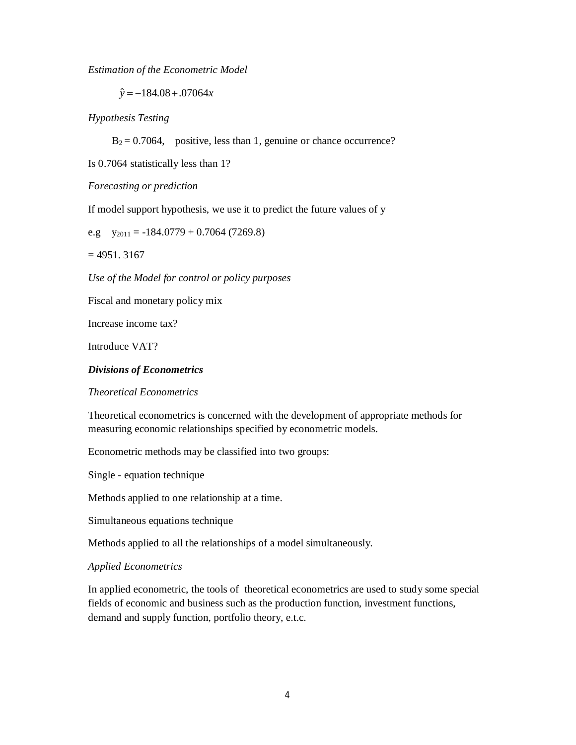*Estimation of the Econometric Model*

$$\hat{y} = -184.08 + .07064x$$

*Hypothesis Testing*

$B_2 = 0.7064$, positive, less than 1, genuine or chance occurrence?

Is 0.7064 statistically less than 1?

*Forecasting or prediction*

If model support hypothesis, we use it to predict the future values of y

e.g $y_{2011} = -184.0779 + 0.7064\ (7269.8)$

$= 4951.3167$

*Use of the Model for control or policy purposes*

Fiscal and monetary policy mix

Increase income tax?

Introduce VAT?

***Divisions of Econometrics***

*Theoretical Econometrics*

Theoretical econometrics is concerned with the development of appropriate methods for measuring economic relationships specified by econometric models.

Econometric methods may be classified into two groups:

Single - equation technique

Methods applied to one relationship at a time.

Simultaneous equations technique

Methods applied to all the relationships of a model simultaneously.

*Applied Econometrics*

In applied econometric, the tools of theoretical econometrics are used to study some special fields of economic and business such as the production function, investment functions, demand and supply function, portfolio theory, e.t.c.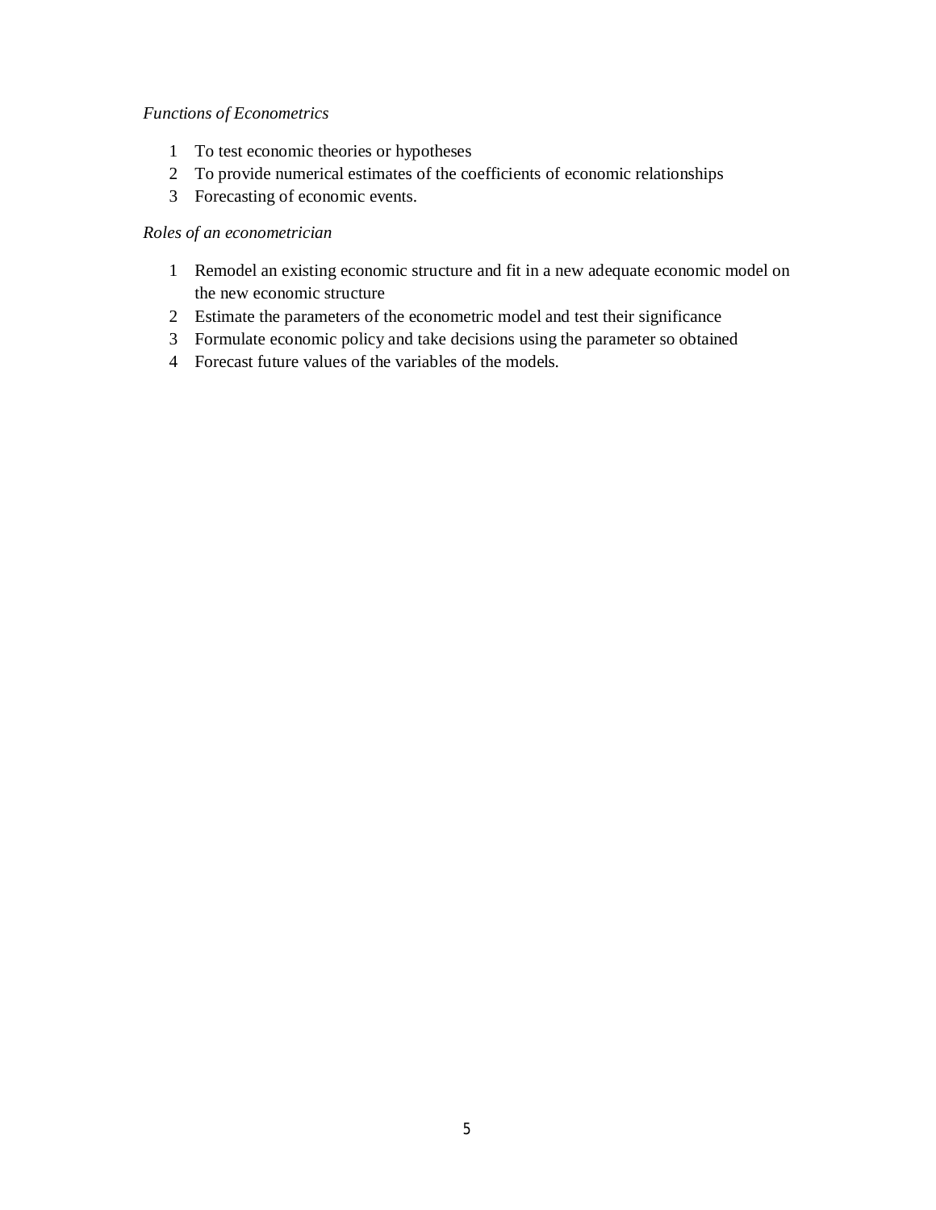*Functions of Econometrics*

1. To test economic theories or hypotheses
2. To provide numerical estimates of the coefficients of economic relationships
3. Forecasting of economic events.

*Roles of an econometrician*

1. Remodel an existing economic structure and fit in a new adequate economic model on the new economic structure
2. Estimate the parameters of the econometric model and test their significance
3. Formulate economic policy and take decisions using the parameter so obtained
4. Forecast future values of the variables of the models.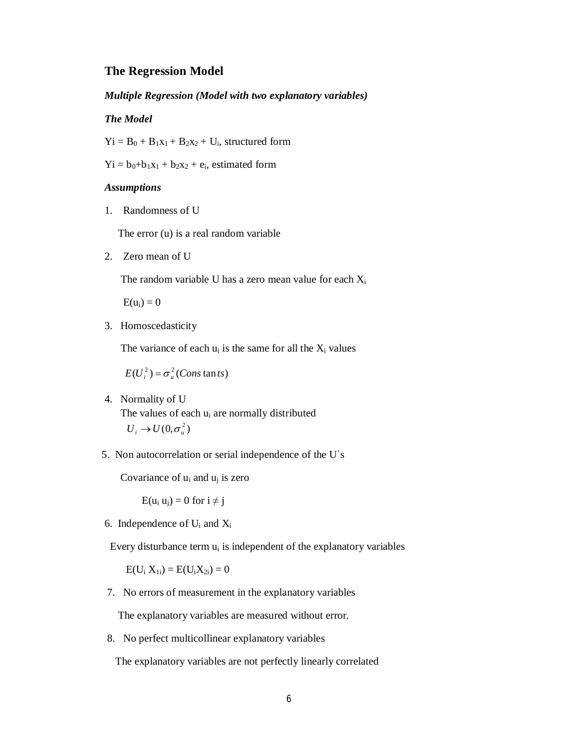## The Regression Model

***Multiple Regression (Model with two explanatory variables)***

***The Model***

$Yi = B_0 + B_1x_1 + B_2x_2 + U_i$, structured form

$Yi = b_0+b_1x_1 + b_2x_2 + e_i$, estimated form

***Assumptions***

1. Randomness of U

   The error (u) is a real random variable

2. Zero mean of U

   The random variable U has a zero mean value for each $X_i$

   $E(u_i) = 0$

3. Homoscedasticity

   The variance of each $u_i$ is the same for all the $X_i$ values

   $E(U_i^2) = \sigma_u^2 (Cons\tan ts)$

4. Normality of U

   The values of each $u_i$ are normally distributed

   $U_i \rightarrow U(0, \sigma_u^2)$

5. Non autocorrelation or serial independence of the U's

   Covariance of $u_i$ and $u_j$ is zero

   $E(u_i\, u_j) = 0$ for $i \neq j$

6. Independence of $U_i$ and $X_i$

   Every disturbance term $u_i$ is independent of the explanatory variables

   $E(U_i\, X_{1i}) = E(U_iX_{2i}) = 0$

7. No errors of measurement in the explanatory variables

   The explanatory variables are measured without error.

8. No perfect multicollinear explanatory variables

   The explanatory variables are not perfectly linearly correlated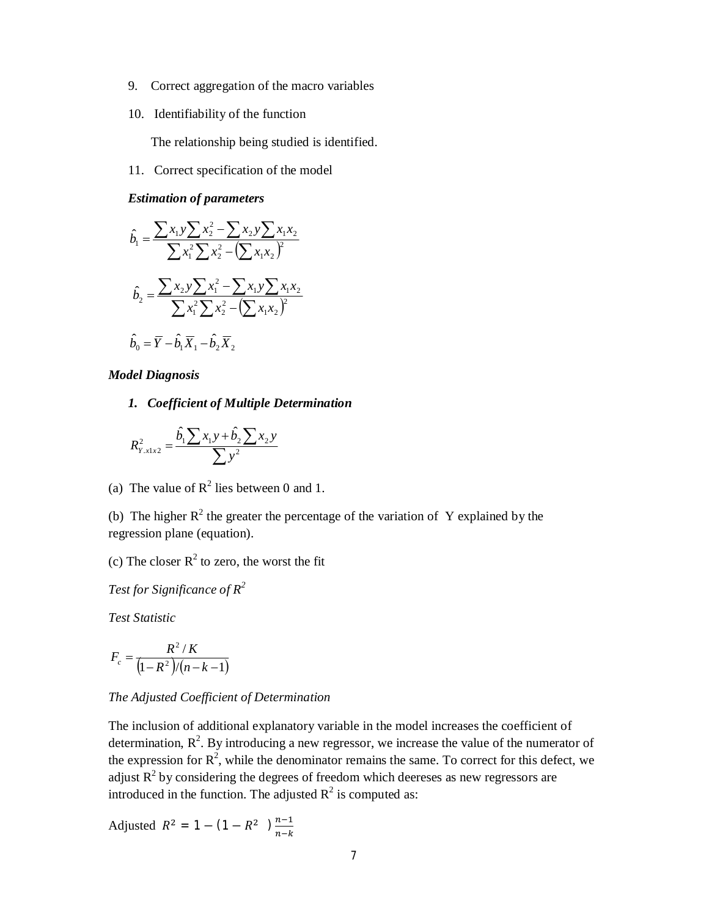9. Correct aggregation of the macro variables

10. Identifiability of the function

    The relationship being studied is identified.

11. Correct specification of the model

***Estimation of parameters***

$$\hat{b}_1 = \frac{\sum x_1 y \sum x_2^2 - \sum x_2 y \sum x_1 x_2}{\sum x_1^2 \sum x_2^2 - \left(\sum x_1 x_2\right)^2}$$

$$\hat{b}_2 = \frac{\sum x_2 y \sum x_1^2 - \sum x_1 y \sum x_1 x_2}{\sum x_1^2 \sum x_2^2 - \left(\sum x_1 x_2\right)^2}$$

$$\hat{b}_0 = \overline{Y} - \hat{b}_1 \overline{X}_1 - \hat{b}_2 \overline{X}_2$$

***Model Diagnosis***

***1. Coefficient of Multiple Determination***

$$R^2_{Y.x1x2} = \frac{\hat{b}_1 \sum x_1 y + \hat{b}_2 \sum x_2 y}{\sum y^2}$$

(a) The value of $R^2$ lies between 0 and 1.

(b) The higher $R^2$ the greater the percentage of the variation of Y explained by the regression plane (equation).

(c) The closer $R^2$ to zero, the worst the fit

*Test for Significance of $R^2$*

*Test Statistic*

$$F_c = \frac{R^2 / K}{\left(1 - R^2\right)/\left(n - k - 1\right)}$$

*The Adjusted Coefficient of Determination*

The inclusion of additional explanatory variable in the model increases the coefficient of determination, $R^2$. By introducing a new regressor, we increase the value of the numerator of the expression for $R^2$, while the denominator remains the same. To correct for this defect, we adjust $R^2$ by considering the degrees of freedom which deereses as new regressors are introduced in the function. The adjusted $R^2$ is computed as:

Adjusted $R^2 = 1 - (1 - R^2 \ )\frac{n-1}{n-k}$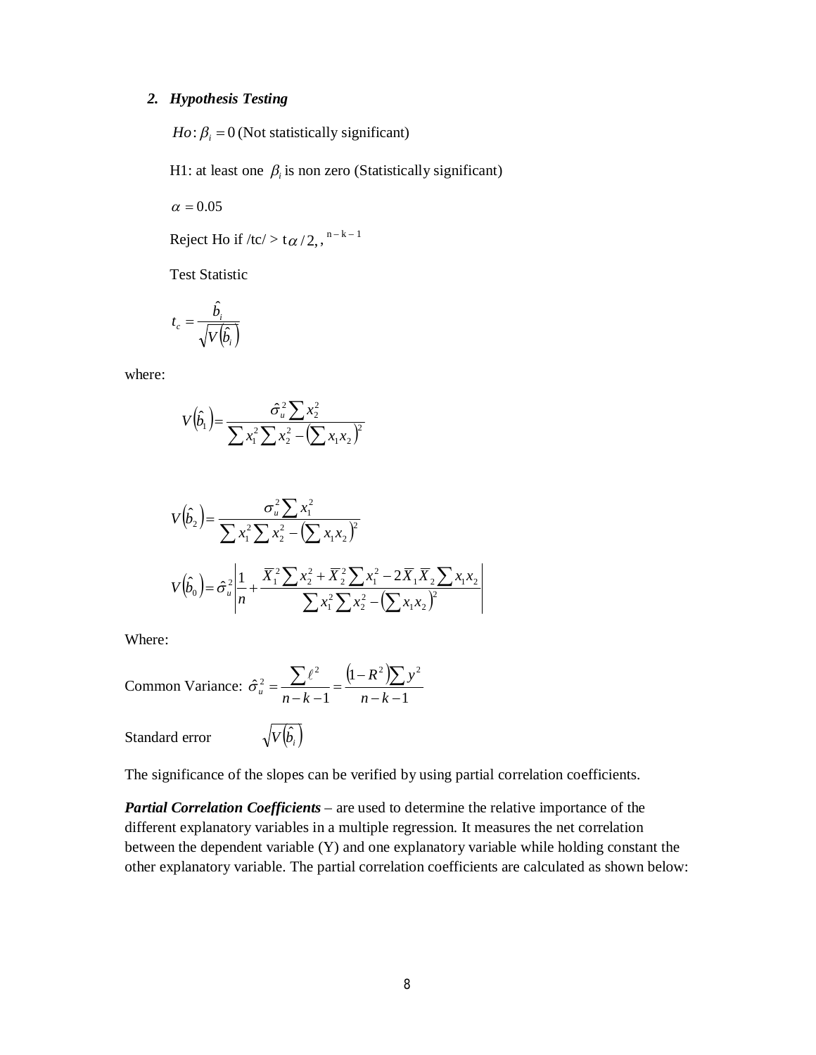### *2. Hypothesis Testing*

$Ho: \beta_i = 0$ (Not statistically significant)

H1: at least one $\beta_i$ is non zero (Statistically significant)

$\alpha = 0.05$

Reject Ho if $|tc| > t_{\alpha/2,\, n-k-1}$

Test Statistic

$$t_c = \frac{\hat{b}_i}{\sqrt{V(\hat{b}_i)}}$$

where:

$$V(\hat{b}_1) = \frac{\hat{\sigma}_u^2 \sum x_2^2}{\sum x_1^2 \sum x_2^2 - \left(\sum x_1 x_2\right)^2}$$

$$V(\hat{b}_2) = \frac{\sigma_u^2 \sum x_1^2}{\sum x_1^2 \sum x_2^2 - \left(\sum x_1 x_2\right)^2}$$

$$V(\hat{b}_0) = \hat{\sigma}_u^2 \left| \frac{1}{n} + \frac{\overline{X}_1^2 \sum x_2^2 + \overline{X}_2^2 \sum x_1^2 - 2\overline{X}_1 \overline{X}_2 \sum x_1 x_2}{\sum x_1^2 \sum x_2^2 - \left(\sum x_1 x_2\right)^2} \right|$$

Where:

Common Variance: $\hat{\sigma}_u^2 = \dfrac{\sum \ell^2}{n-k-1} = \dfrac{\left(1-R^2\right)\sum y^2}{n-k-1}$

Standard error $\sqrt{V(\hat{b}_i)}$

The significance of the slopes can be verified by using partial correlation coefficients.

***Partial Correlation Coefficients*** – are used to determine the relative importance of the different explanatory variables in a multiple regression. It measures the net correlation between the dependent variable (Y) and one explanatory variable while holding constant the other explanatory variable. The partial correlation coefficients are calculated as shown below: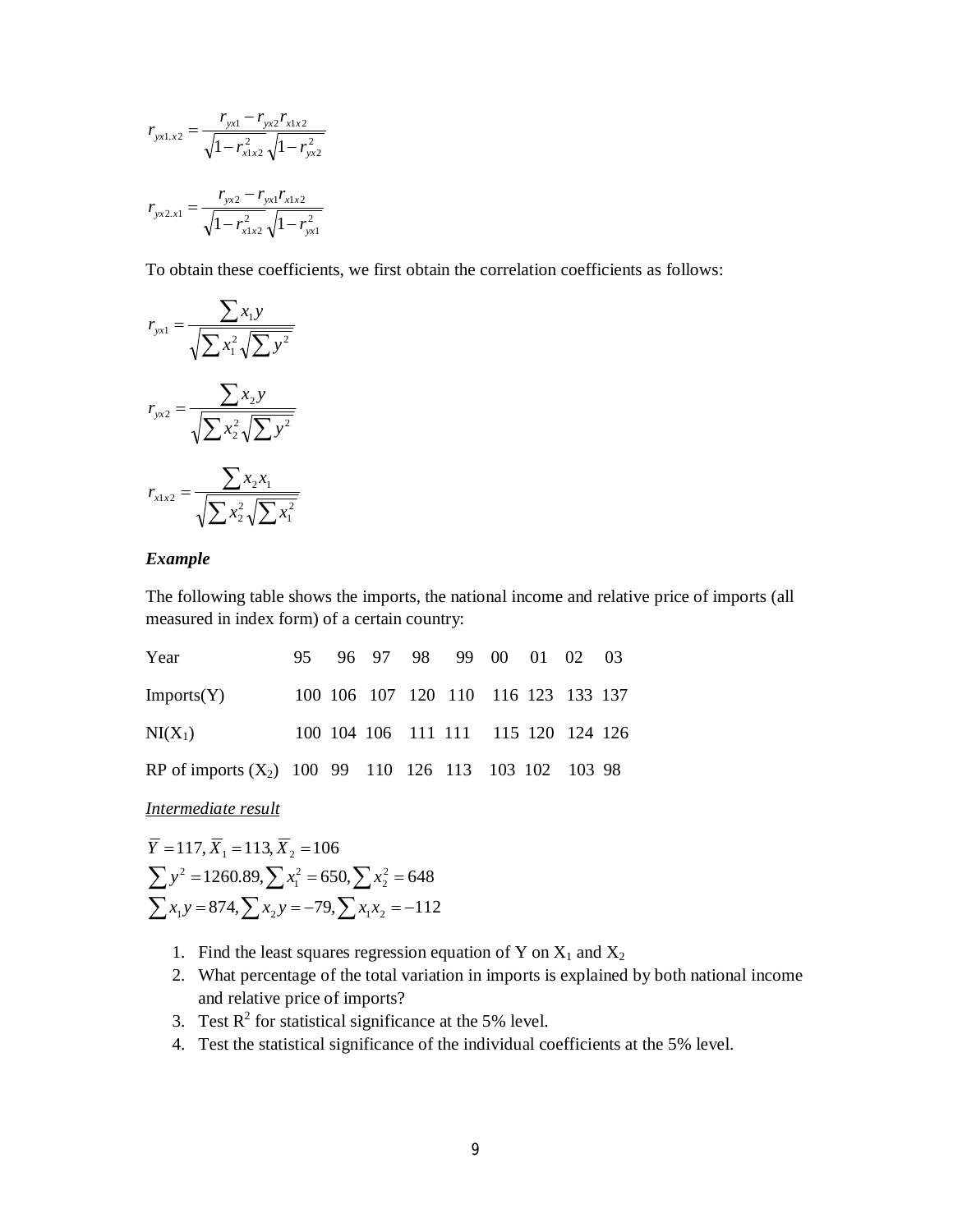$$r_{yx1.x2} = \frac{r_{yx1} - r_{yx2} r_{x1x2}}{\sqrt{1 - r_{x1x2}^2}\sqrt{1 - r_{yx2}^2}}$$

$$r_{yx2.x1} = \frac{r_{yx2} - r_{yx1} r_{x1x2}}{\sqrt{1 - r_{x1x2}^2}\sqrt{1 - r_{yx1}^2}}$$

To obtain these coefficients, we first obtain the correlation coefficients as follows:

$$r_{yx1} = \frac{\sum x_1 y}{\sqrt{\sum x_1^2 \sqrt{\sum y^2}}}$$

$$r_{yx2} = \frac{\sum x_2 y}{\sqrt{\sum x_2^2 \sqrt{\sum y^2}}}$$

$$r_{x1x2} = \frac{\sum x_2 x_1}{\sqrt{\sum x_2^2 \sqrt{\sum x_1^2}}}$$

***Example***

The following table shows the imports, the national income and relative price of imports (all measured in index form) of a certain country:

| Year | 95 | 96 | 97 | 98 | 99 | 00 | 01 | 02 | 03 |
|---|---|---|---|---|---|---|---|---|---|
| Imports(Y) | 100 | 106 | 107 | 120 | 110 | 116 | 123 | 133 | 137 |
| NI($X_1$) | 100 | 104 | 106 | 111 | 111 | 115 | 120 | 124 | 126 |
| RP of imports ($X_2$) | 100 | 99 | 110 | 126 | 113 | 103 | 102 | 103 | 98 |

*Intermediate result*

$$\bar{Y} = 117, \bar{X}_1 = 113, \bar{X}_2 = 106$$
$$\sum y^2 = 1260.89, \sum x_1^2 = 650, \sum x_2^2 = 648$$
$$\sum x_1 y = 874, \sum x_2 y = -79, \sum x_1 x_2 = -112$$

1. Find the least squares regression equation of Y on $X_1$ and $X_2$
2. What percentage of the total variation in imports is explained by both national income and relative price of imports?
3. Test $R^2$ for statistical significance at the 5% level.
4. Test the statistical significance of the individual coefficients at the 5% level.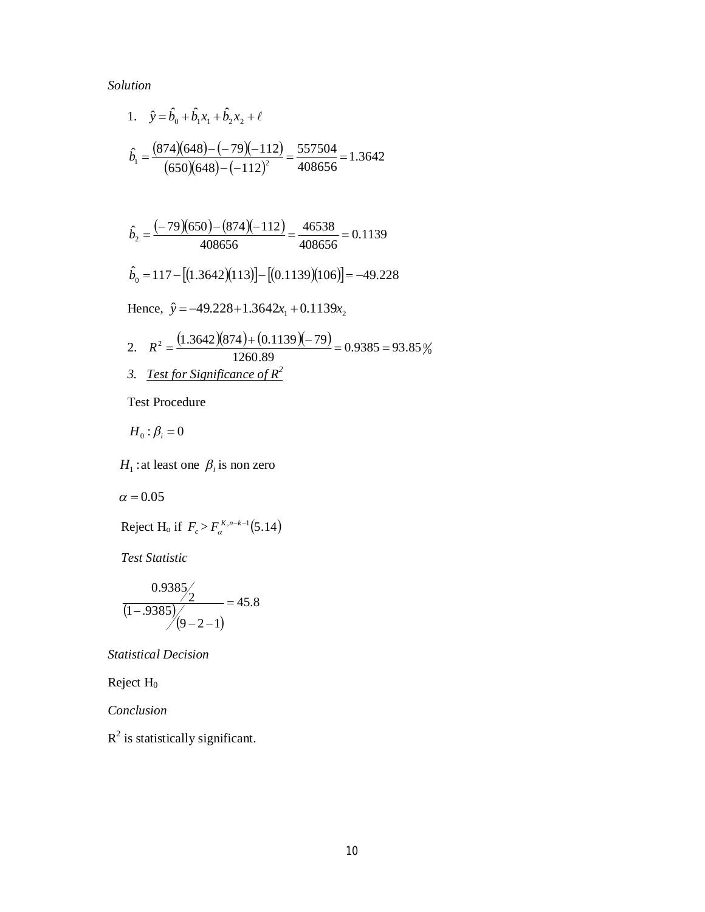*Solution*

1. $\hat{y} = \hat{b}_0 + \hat{b}_1 x_1 + \hat{b}_2 x_2 + \ell$

$$\hat{b}_1 = \frac{(874)(648) - (-79)(-112)}{(650)(648) - (-112)^2} = \frac{557504}{408656} = 1.3642$$

$$\hat{b}_2 = \frac{(-79)(650) - (874)(-112)}{408656} = \frac{46538}{408656} = 0.1139$$

$$\hat{b}_0 = 117 - [(1.3642)(113)] - [(0.1139)(106)] = -49.228$$

Hence, $\hat{y} = -49.228 + 1.3642 x_1 + 0.1139 x_2$

2. $R^2 = \dfrac{(1.3642)(874) + (0.1139)(-79)}{1260.89} = 0.9385 = 93.85\%$

3. *<u>Test for Significance of $R^2$</u>*

Test Procedure

$H_0 : \beta_i = 0$

$H_1$ : at least one $\beta_i$ is non zero

$\alpha = 0.05$

Reject $H_o$ if $F_c > F_{\alpha}^{K, n-k-1} (5.14)$

*Test Statistic*

$$\frac{0.9385 / 2}{(1 - .9385) / (9 - 2 - 1)} = 45.8$$

*Statistical Decision*

Reject $H_0$

*Conclusion*

$R^2$ is statistically significant.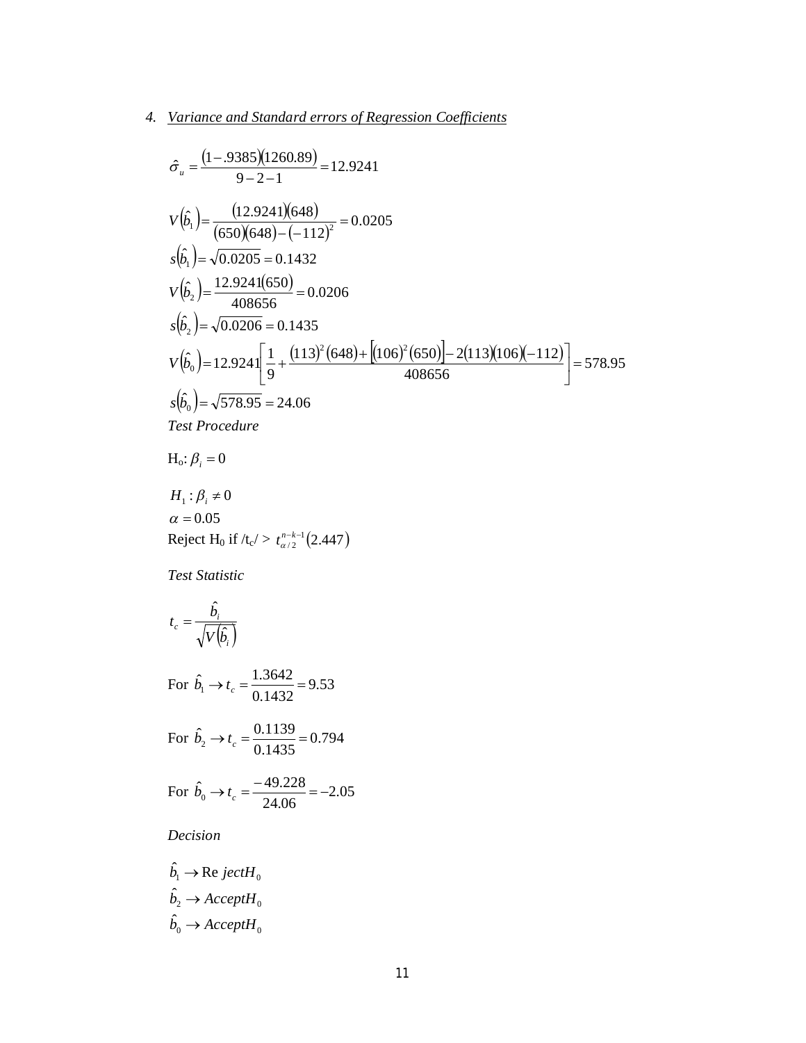4. *Variance and Standard errors of Regression Coefficients*

$$\hat{\sigma}_u = \frac{(1-.9385)(1260.89)}{9-2-1} = 12.9241$$

$$V(\hat{b}_1) = \frac{(12.9241)(648)}{(650)(648)-(-112)^2} = 0.0205$$

$$s(\hat{b}_1) = \sqrt{0.0205} = 0.1432$$

$$V(\hat{b}_2) = \frac{12.9241(650)}{408656} = 0.0206$$

$$s(\hat{b}_2) = \sqrt{0.0206} = 0.1435$$

$$V(\hat{b}_0) = 12.9241\left[\frac{1}{9} + \frac{(113)^2(648) + \left[(106)^2(650)\right] - 2(113)(106)(-112)}{408656}\right] = 578.95$$

$$s(\hat{b}_0) = \sqrt{578.95} = 24.06$$

*Test Procedure*

$H_o$: $\beta_i = 0$

$H_1 : \beta_i \neq 0$

$\alpha = 0.05$

Reject $H_0$ if $/t_c/ >$ $t_{\alpha/2}^{n-k-1}(2.447)$

*Test Statistic*

$$t_c = \frac{\hat{b}_i}{\sqrt{V(\hat{b}_i)}}$$

For $\hat{b}_1 \rightarrow t_c = \dfrac{1.3642}{0.1432} = 9.53$

For $\hat{b}_2 \rightarrow t_c = \dfrac{0.1139}{0.1435} = 0.794$

For $\hat{b}_0 \rightarrow t_c = \dfrac{-49.228}{24.06} = -2.05$

*Decision*

$\hat{b}_1 \rightarrow \text{Re}\ jectH_0$

$\hat{b}_2 \rightarrow AcceptH_0$

$\hat{b}_0 \rightarrow AcceptH_0$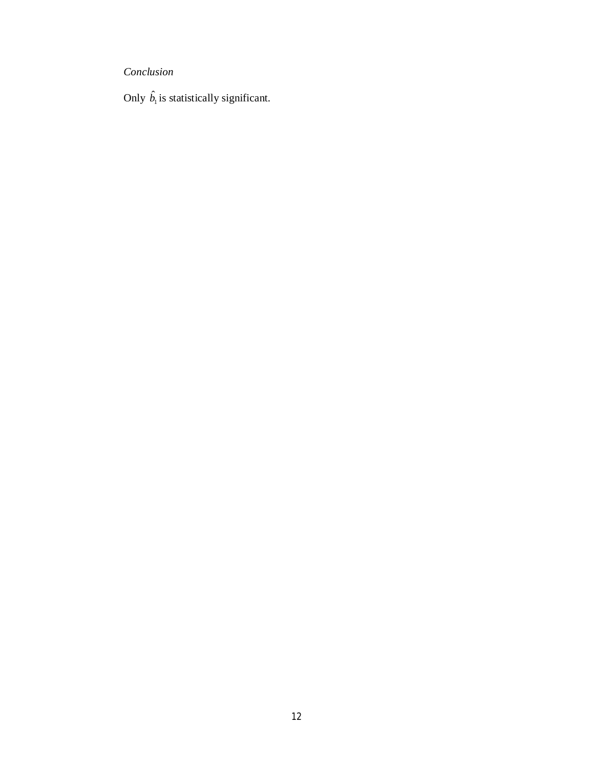*Conclusion*

Only $\hat{b}_1$ is statistically significant.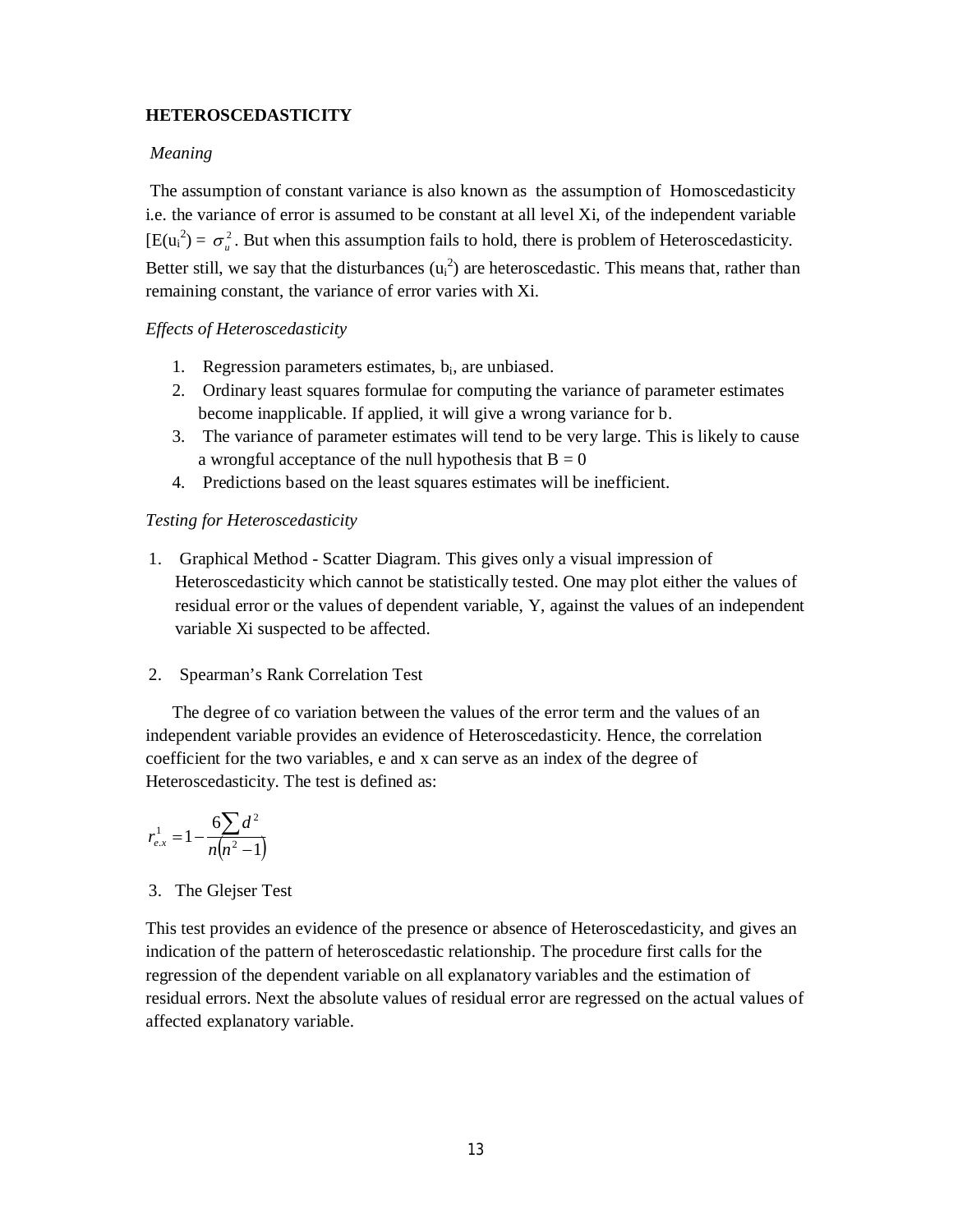**HETEROSCEDASTICITY**

*Meaning*

The assumption of constant variance is also known as the assumption of Homoscedasticity i.e. the variance of error is assumed to be constant at all level Xi, of the independent variable [$E(u_i^2) = \sigma_u^2$. But when this assumption fails to hold, there is problem of Heteroscedasticity. Better still, we say that the disturbances ($u_i^2$) are heteroscedastic. This means that, rather than remaining constant, the variance of error varies with Xi.

*Effects of Heteroscedasticity*

1. Regression parameters estimates, $b_i$, are unbiased.
2. Ordinary least squares formulae for computing the variance of parameter estimates become inapplicable. If applied, it will give a wrong variance for b.
3. The variance of parameter estimates will tend to be very large. This is likely to cause a wrongful acceptance of the null hypothesis that B = 0
4. Predictions based on the least squares estimates will be inefficient.

*Testing for Heteroscedasticity*

1. Graphical Method - Scatter Diagram. This gives only a visual impression of Heteroscedasticity which cannot be statistically tested. One may plot either the values of residual error or the values of dependent variable, Y, against the values of an independent variable Xi suspected to be affected.

2. Spearman's Rank Correlation Test

The degree of co variation between the values of the error term and the values of an independent variable provides an evidence of Heteroscedasticity. Hence, the correlation coefficient for the two variables, e and x can serve as an index of the degree of Heteroscedasticity. The test is defined as:

$$r_{e.x}^{1} = 1 - \frac{6\sum d^2}{n(n^2 - 1)}$$

3. The Glejser Test

This test provides an evidence of the presence or absence of Heteroscedasticity, and gives an indication of the pattern of heteroscedastic relationship. The procedure first calls for the regression of the dependent variable on all explanatory variables and the estimation of residual errors. Next the absolute values of residual error are regressed on the actual values of affected explanatory variable.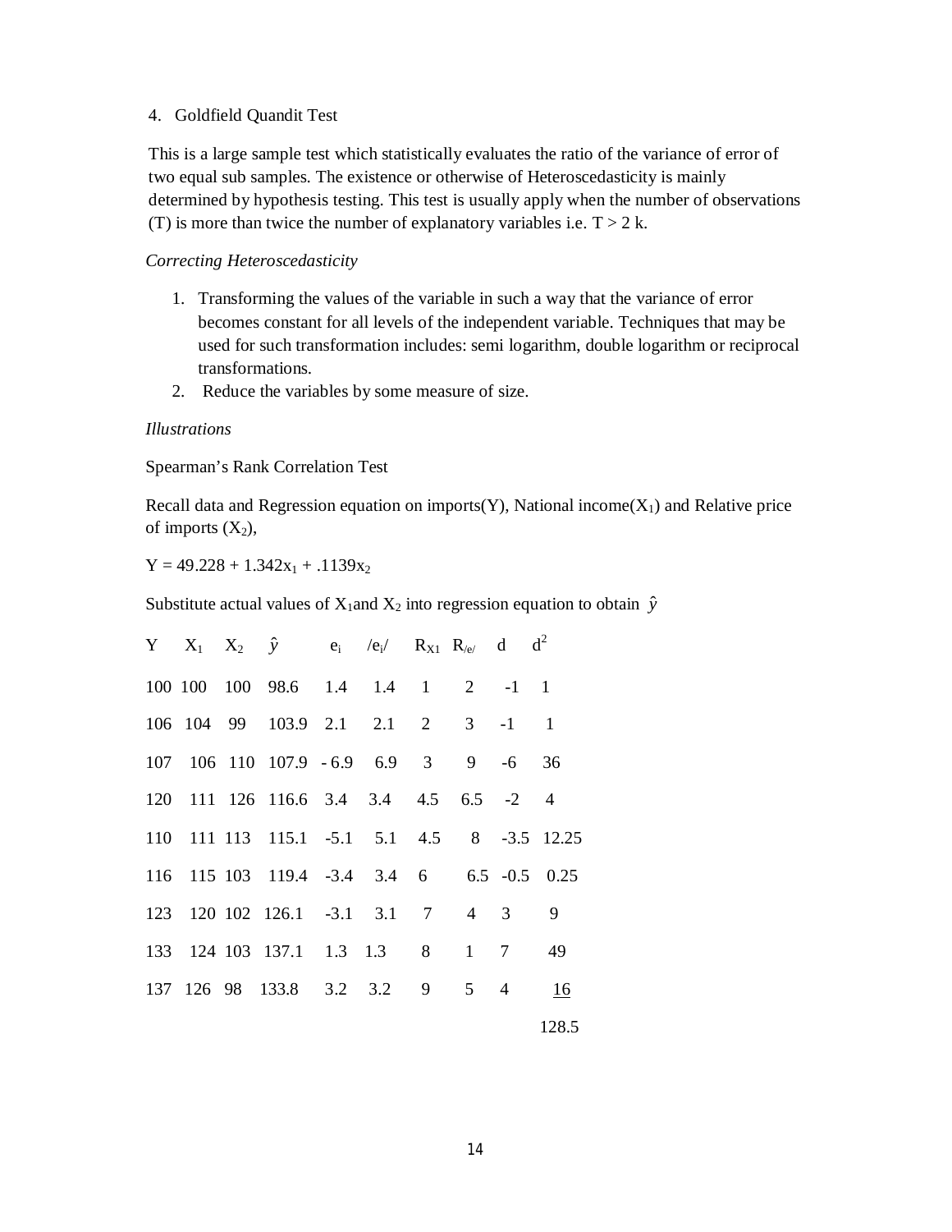4. Goldfield Quandit Test

This is a large sample test which statistically evaluates the ratio of the variance of error of two equal sub samples. The existence or otherwise of Heteroscedasticity is mainly determined by hypothesis testing. This test is usually apply when the number of observations (T) is more than twice the number of explanatory variables i.e. $T > 2$ k.

*Correcting Heteroscedasticity*

1. Transforming the values of the variable in such a way that the variance of error becomes constant for all levels of the independent variable. Techniques that may be used for such transformation includes: semi logarithm, double logarithm or reciprocal transformations.
2. Reduce the variables by some measure of size.

*Illustrations*

Spearman's Rank Correlation Test

Recall data and Regression equation on imports(Y), National income($X_1$) and Relative price of imports ($X_2$),

$Y = 49.228 + 1.342x_1 + .1139x_2$

Substitute actual values of $X_1$and $X_2$ into regression equation to obtain $\hat{y}$

| Y | $X_1$ | $X_2$ | $\hat{y}$ | $e_i$ | $/e_i/$ | $R_{X1}$ | $R_{/e/}$ | d | $d^2$ |
|---|---|---|---|---|---|---|---|---|---|
| 100 | 100 | 100 | 98.6 | 1.4 | 1.4 | 1 | 2 | -1 | 1 |
| 106 | 104 | 99 | 103.9 | 2.1 | 2.1 | 2 | 3 | -1 | 1 |
| 107 | 106 | 110 | 107.9 | - 6.9 | 6.9 | 3 | 9 | -6 | 36 |
| 120 | 111 | 126 | 116.6 | 3.4 | 3.4 | 4.5 | 6.5 | -2 | 4 |
| 110 | 111 | 113 | 115.1 | -5.1 | 5.1 | 4.5 | 8 | -3.5 | 12.25 |
| 116 | 115 | 103 | 119.4 | -3.4 | 3.4 | 6 | 6.5 | -0.5 | 0.25 |
| 123 | 120 | 102 | 126.1 | -3.1 | 3.1 | 7 | 4 | 3 | 9 |
| 133 | 124 | 103 | 137.1 | 1.3 | 1.3 | 8 | 1 | 7 | 49 |
| 137 | 126 | 98 | 133.8 | 3.2 | 3.2 | 9 | 5 | 4 | 16 |
| | | | | | | | | | 128.5 |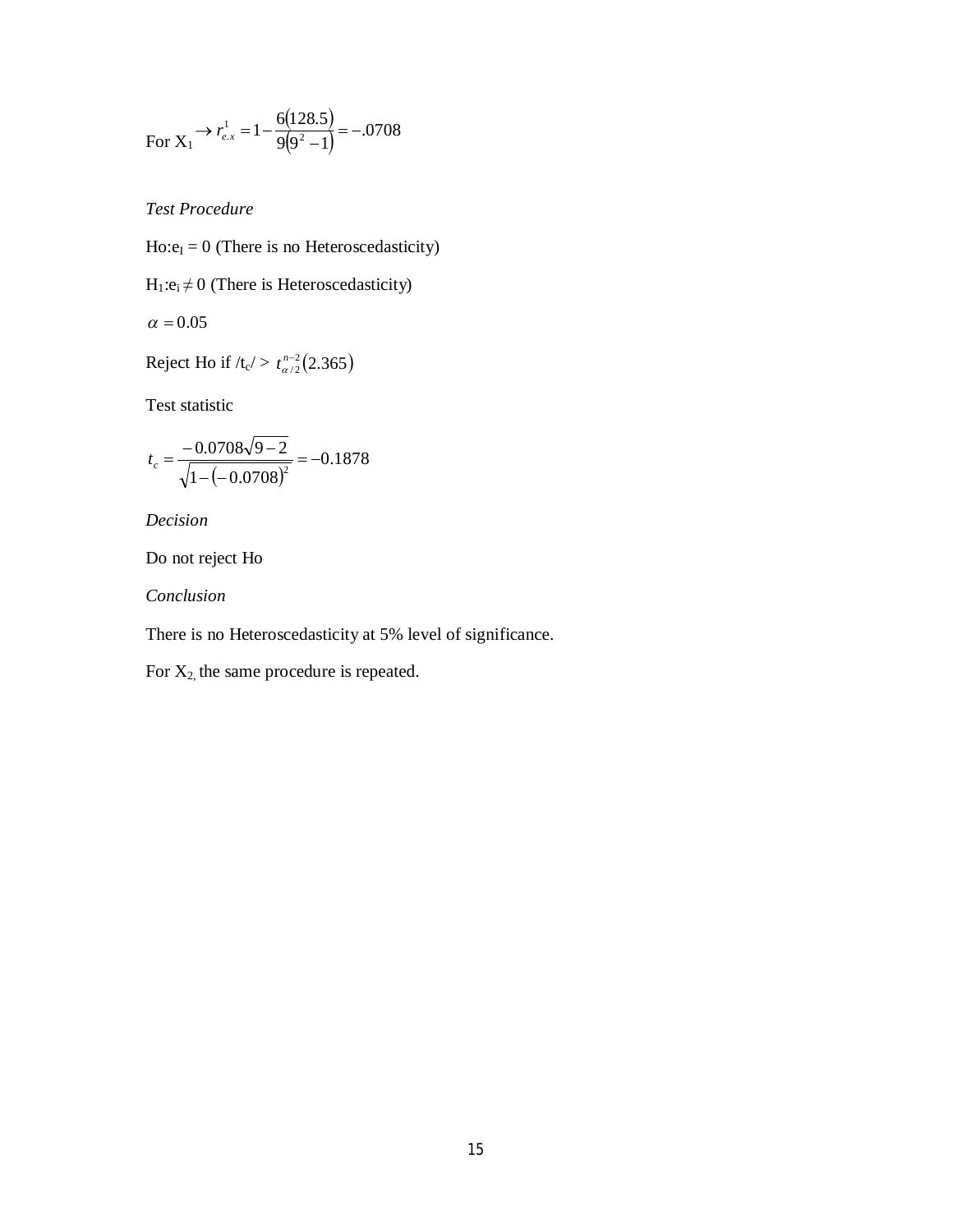For $X_1 \rightarrow r^1_{e.x} = 1 - \frac{6(128.5)}{9(9^2-1)} = -.0708$

*Test Procedure*

Ho:$e_I = 0$ (There is no Heteroscedasticity)

$H_1$:$e_i \neq 0$ (There is Heteroscedasticity)

$\alpha = 0.05$

Reject Ho if /$t_c$/ > $t^{n-2}_{\alpha/2}(2.365)$

Test statistic

$$t_c = \frac{-0.0708\sqrt{9-2}}{\sqrt{1-(-0.0708)^2}} = -0.1878$$

*Decision*

Do not reject Ho

*Conclusion*

There is no Heteroscedasticity at 5% level of significance.

For $X_2$, the same procedure is repeated.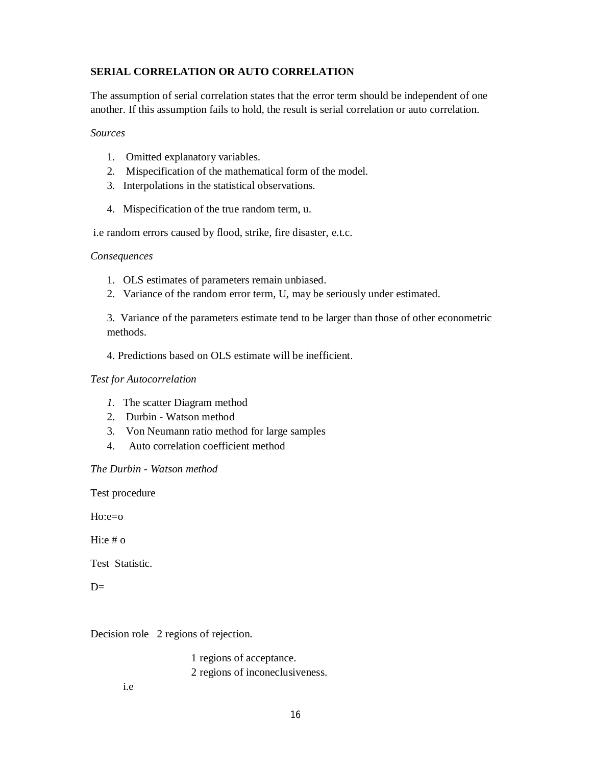**SERIAL CORRELATION OR AUTO CORRELATION**

The assumption of serial correlation states that the error term should be independent of one another. If this assumption fails to hold, the result is serial correlation or auto correlation.

*Sources*

1. Omitted explanatory variables.
2. Mispecification of the mathematical form of the model.
3. Interpolations in the statistical observations.
4. Mispecification of the true random term, u.

i.e random errors caused by flood, strike, fire disaster, e.t.c.

*Consequences*

1. OLS estimates of parameters remain unbiased.
2. Variance of the random error term, U, may be seriously under estimated.
3. Variance of the parameters estimate tend to be larger than those of other econometric methods.
4. Predictions based on OLS estimate will be inefficient.

*Test for Autocorrelation*

1. The scatter Diagram method
2. Durbin - Watson method
3. Von Neumann ratio method for large samples
4. Auto correlation coefficient method

*The Durbin - Watson method*

Test procedure

Ho:e=o

Hi:e # o

Test Statistic.

D=

Decision role 2 regions of rejection.

1 regions of acceptance.
2 regions of inconeclusiveness.

i.e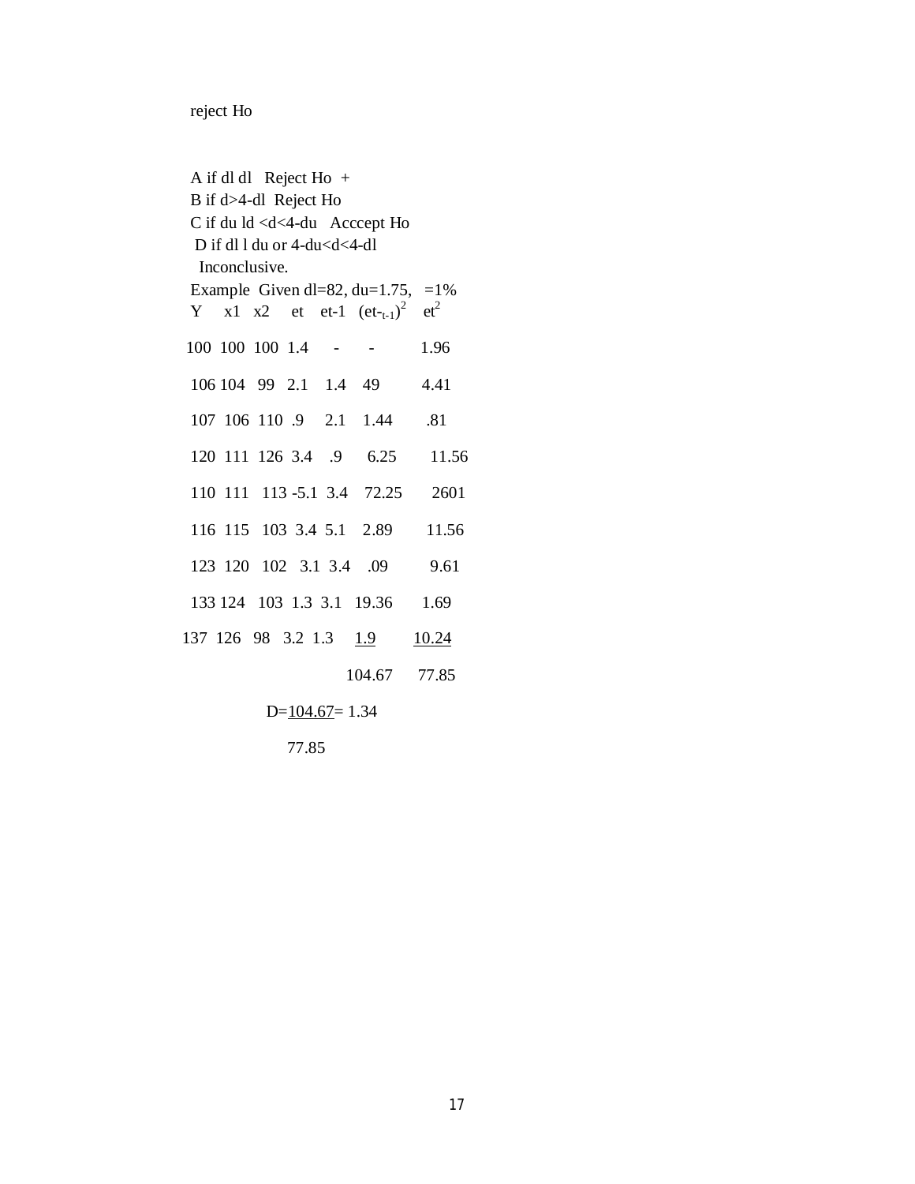reject Ho

A if dl dl Reject Ho +

B if d>4-dl Reject Ho

C if du ld <d<4-du Acccept Ho

D if dl l du or 4-du<d<4-dl

Inconclusive.

Example Given dl=82, du=1.75, =1%

| Y | x1 | x2 | et | et-1 | $(et-_{t-1})^2$ | $et^2$ |
|---|---|---|---|---|---|---|
| 100 | 100 | 100 | 1.4 | - | - | 1.96 |
| 106 | 104 | 99 | 2.1 | 1.4 | 49 | 4.41 |
| 107 | 106 | 110 | .9 | 2.1 | 1.44 | .81 |
| 120 | 111 | 126 | 3.4 | .9 | 6.25 | 11.56 |
| 110 | 111 | 113 | -5.1 | 3.4 | 72.25 | 2601 |
| 116 | 115 | 103 | 3.4 | 5.1 | 2.89 | 11.56 |
| 123 | 120 | 102 | 3.1 | 3.4 | .09 | 9.61 |
| 133 | 124 | 103 | 1.3 | 3.1 | 19.36 | 1.69 |
| 137 | 126 | 98 | 3.2 | 1.3 | 1.9 | 10.24 |
| | | | | | 104.67 | 77.85 |

$$D=\frac{104.67}{77.85}= 1.34$$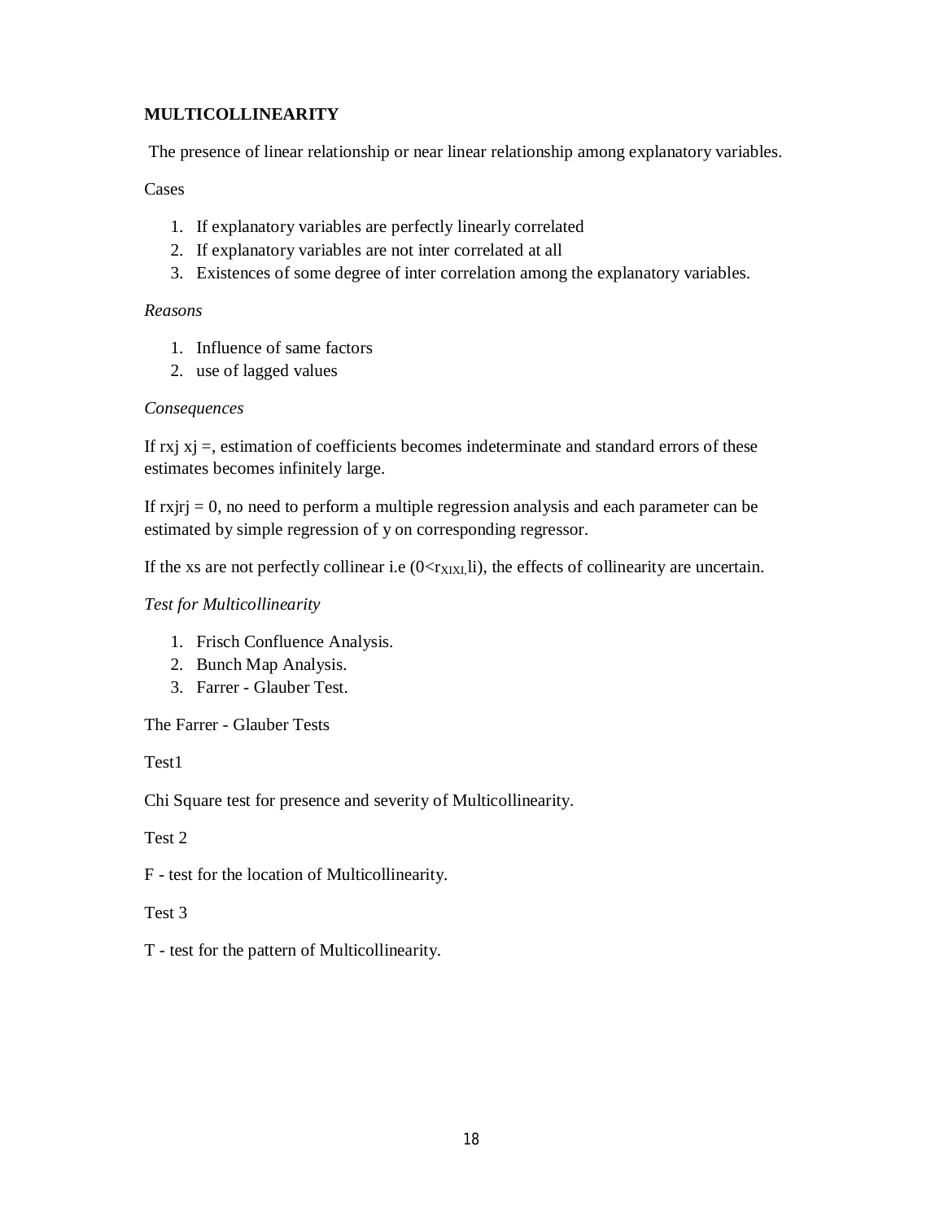**MULTICOLLINEARITY**

The presence of linear relationship or near linear relationship among explanatory variables.

Cases

1. If explanatory variables are perfectly linearly correlated
2. If explanatory variables are not inter correlated at all
3. Existences of some degree of inter correlation among the explanatory variables.

*Reasons*

1. Influence of same factors
2. use of lagged values

*Consequences*

If rxj xj =, estimation of coefficients becomes indeterminate and standard errors of these estimates becomes infinitely large.

If rxjrj = 0, no need to perform a multiple regression analysis and each parameter can be estimated by simple regression of y on corresponding regressor.

If the xs are not perfectly collinear i.e ($0<r_{XIXI,}$li), the effects of collinearity are uncertain.

*Test for Multicollinearity*

1. Frisch Confluence Analysis.
2. Bunch Map Analysis.
3. Farrer - Glauber Test.

The Farrer - Glauber Tests

Test1

Chi Square test for presence and severity of Multicollinearity.

Test 2

F - test for the location of Multicollinearity.

Test 3

T - test for the pattern of Multicollinearity.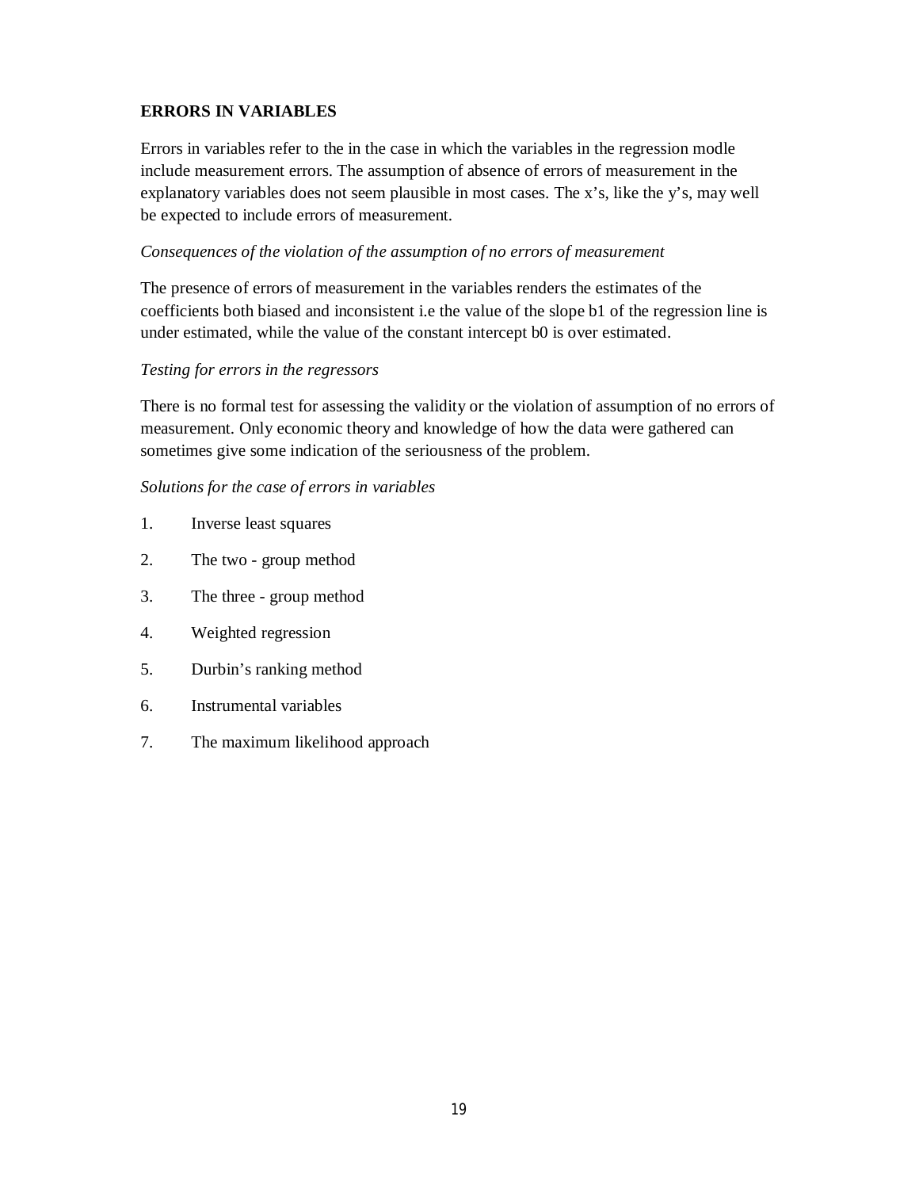**ERRORS IN VARIABLES**

Errors in variables refer to the in the case in which the variables in the regression modle include measurement errors. The assumption of absence of errors of measurement in the explanatory variables does not seem plausible in most cases. The x's, like the y's, may well be expected to include errors of measurement.

*Consequences of the violation of the assumption of no errors of measurement*

The presence of errors of measurement in the variables renders the estimates of the coefficients both biased and inconsistent i.e the value of the slope b1 of the regression line is under estimated, while the value of the constant intercept b0 is over estimated.

*Testing for errors in the regressors*

There is no formal test for assessing the validity or the violation of assumption of no errors of measurement. Only economic theory and knowledge of how the data were gathered can sometimes give some indication of the seriousness of the problem.

*Solutions for the case of errors in variables*

1. Inverse least squares
2. The two - group method
3. The three - group method
4. Weighted regression
5. Durbin's ranking method
6. Instrumental variables
7. The maximum likelihood approach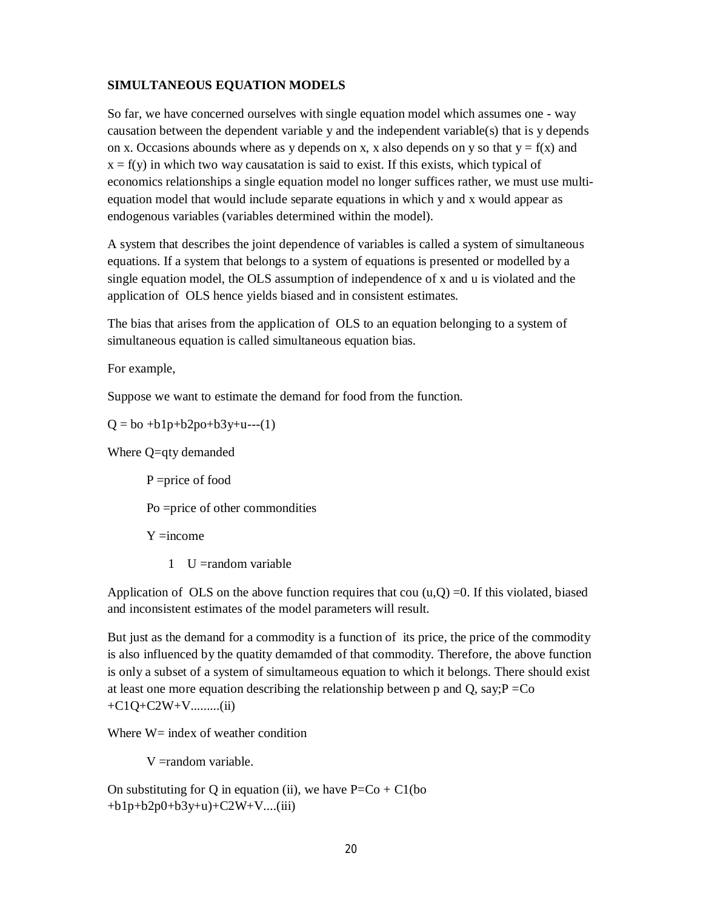**SIMULTANEOUS EQUATION MODELS**

So far, we have concerned ourselves with single equation model which assumes one - way causation between the dependent variable y and the independent variable(s) that is y depends on x. Occasions abounds where as y depends on x, x also depends on y so that $y = f(x)$ and $x = f(y)$ in which two way causatation is said to exist. If this exists, which typical of economics relationships a single equation model no longer suffices rather, we must use multi-equation model that would include separate equations in which y and x would appear as endogenous variables (variables determined within the model).

A system that describes the joint dependence of variables is called a system of simultaneous equations. If a system that belongs to a system of equations is presented or modelled by a single equation model, the OLS assumption of independence of x and u is violated and the application of OLS hence yields biased and in consistent estimates.

The bias that arises from the application of OLS to an equation belonging to a system of simultaneous equation is called simultaneous equation bias.

For example,

Suppose we want to estimate the demand for food from the function.

$Q = b_o + b_1p + b_2p_o + b_3y + u$---(1)

Where Q=qty demanded

P =price of food

Po =price of other commondities

Y =income

1 U =random variable

Application of OLS on the above function requires that cou $(u,Q) = 0$. If this violated, biased and inconsistent estimates of the model parameters will result.

But just as the demand for a commodity is a function of its price, the price of the commodity is also influenced by the quatity demamded of that commodity. Therefore, the above function is only a subset of a system of simultameous equation to which it belongs. There should exist at least one more equation describing the relationship between p and Q, say; $P = C_o + C_1Q + C_2W + V$.........(ii)

Where W= index of weather condition

V =random variable.

On substituting for Q in equation (ii), we have $P = C_o + C_1(b_o + b_1p + b_2p_0 + b_3y + u) + C_2W + V$....(iii)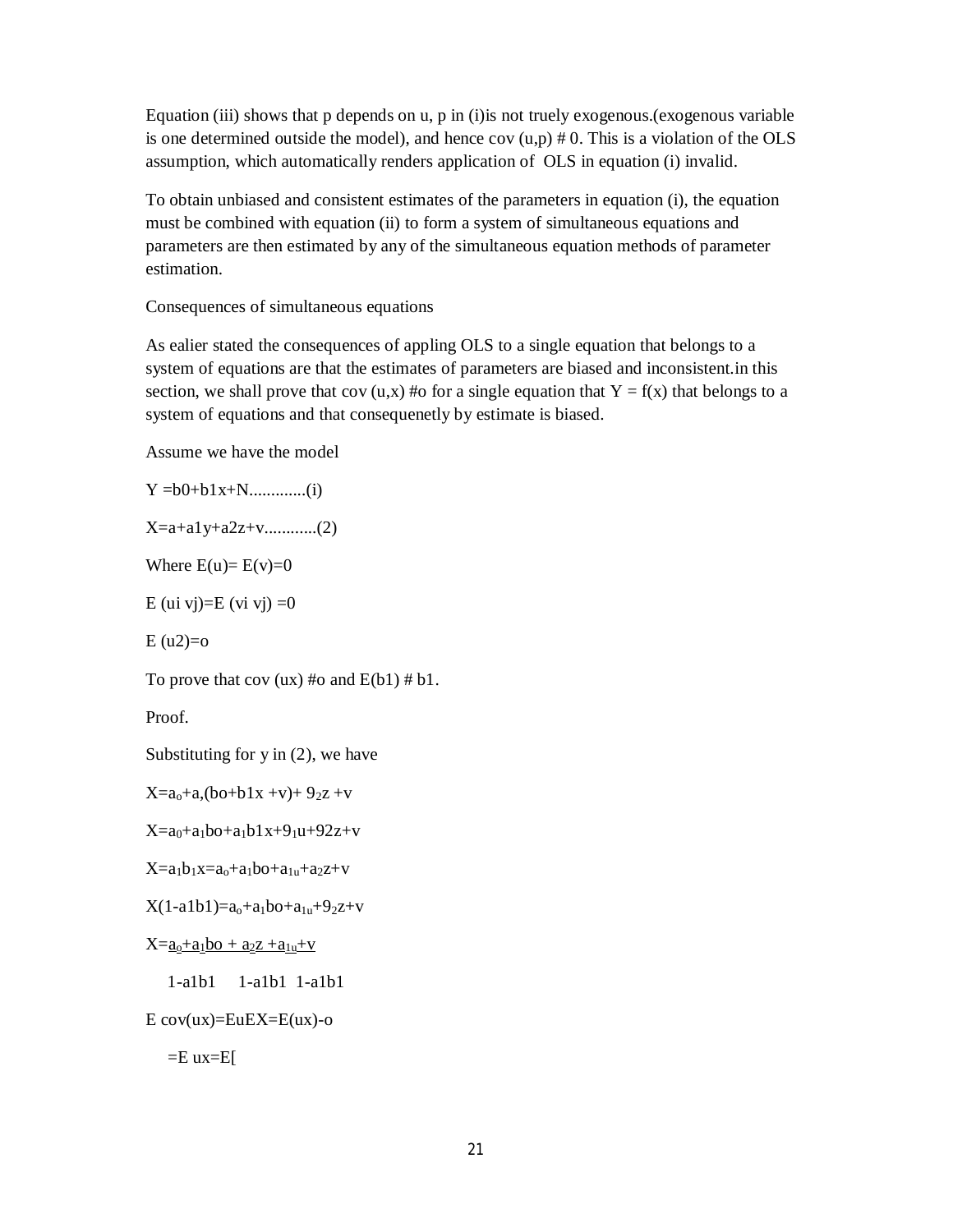Equation (iii) shows that p depends on u, p in (i)is not truely exogenous.(exogenous variable is one determined outside the model), and hence cov (u,p) # 0. This is a violation of the OLS assumption, which automatically renders application of OLS in equation (i) invalid.

To obtain unbiased and consistent estimates of the parameters in equation (i), the equation must be combined with equation (ii) to form a system of simultaneous equations and parameters are then estimated by any of the simultaneous equation methods of parameter estimation.

Consequences of simultaneous equations

As ealier stated the consequences of appling OLS to a single equation that belongs to a system of equations are that the estimates of parameters are biased and inconsistent.in this section, we shall prove that cov (u,x) #o for a single equation that Y = f(x) that belongs to a system of equations and that consequenetly by estimate is biased.

Assume we have the model

Y =b0+b1x+N.............(i)

X=a+a1y+a2z+v............(2)

Where E(u)= E(v)=0

E (ui vj)=E (vi vj) =0

E (u2)=o

To prove that cov (ux) #o and E(b1) # b1.

Proof.

Substituting for y in (2), we have

$X=a_o+a,(bo+b1x+v)+ 9_2z+v$

$X=a_0+a_1bo+a_1b_1x+9_1u+92z+v$

$X=a_1b_1x=a_o+a_1bo+a_{1u}+a_2z+v$

$X(1-a1b1)=a_o+a_1bo+a_{1u}+9_2z+v$

$X=\underline{a_o+a_1bo + a_2z + a_{1u}+v}$

1-a1b1   1-a1b1  1-a1b1

E cov(ux)=EuEX=E(ux)-o

=E ux=E[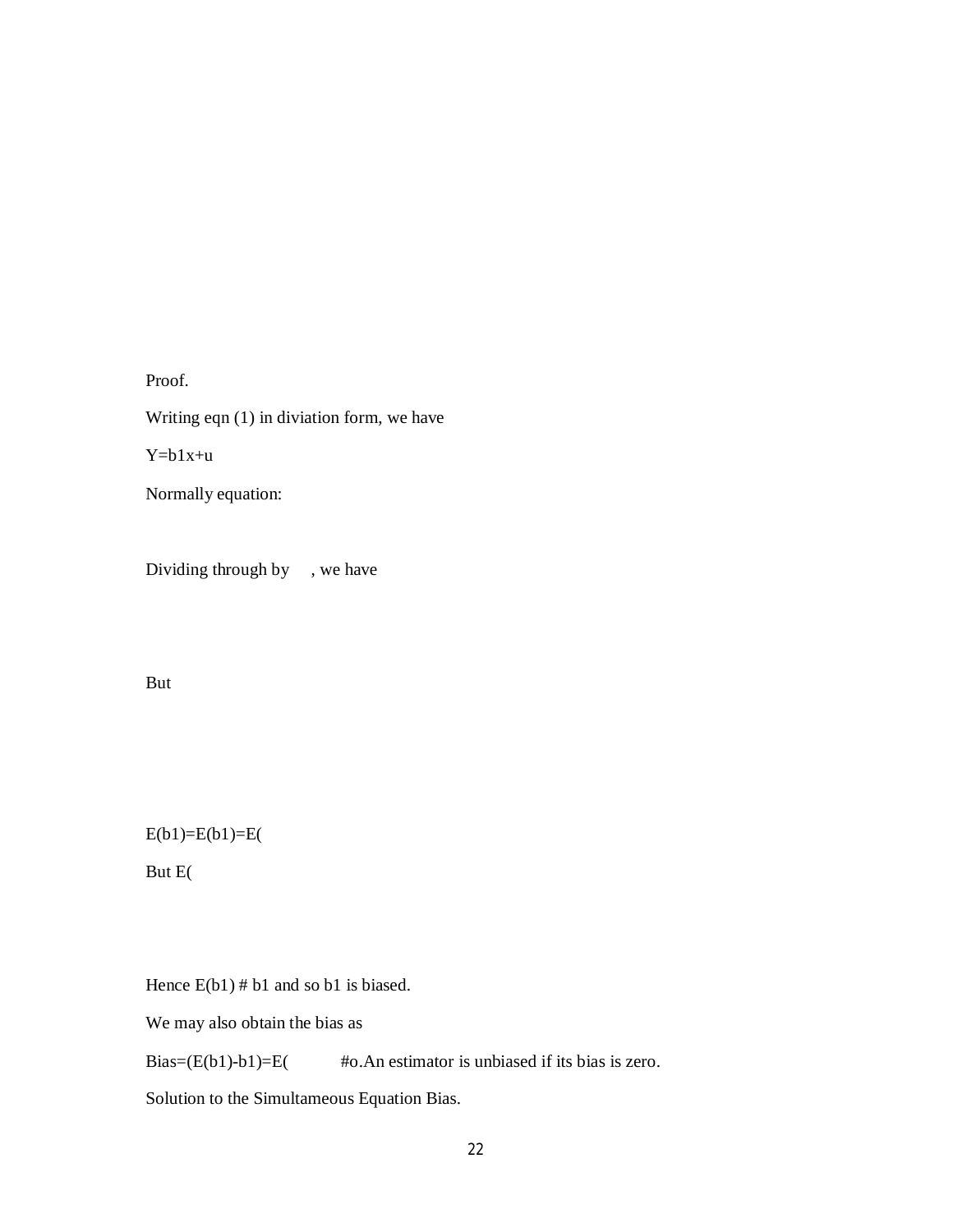Proof.

Writing eqn (1) in diviation form, we have

Y=b1x+u

Normally equation:

Dividing through by , we have

But

E(b1)=E(b1)=E(

But E(

Hence E(b1) # b1 and so b1 is biased.

We may also obtain the bias as

Bias=(E(b1)-b1)=E( #o.An estimator is unbiased if its bias is zero.

Solution to the Simultameous Equation Bias.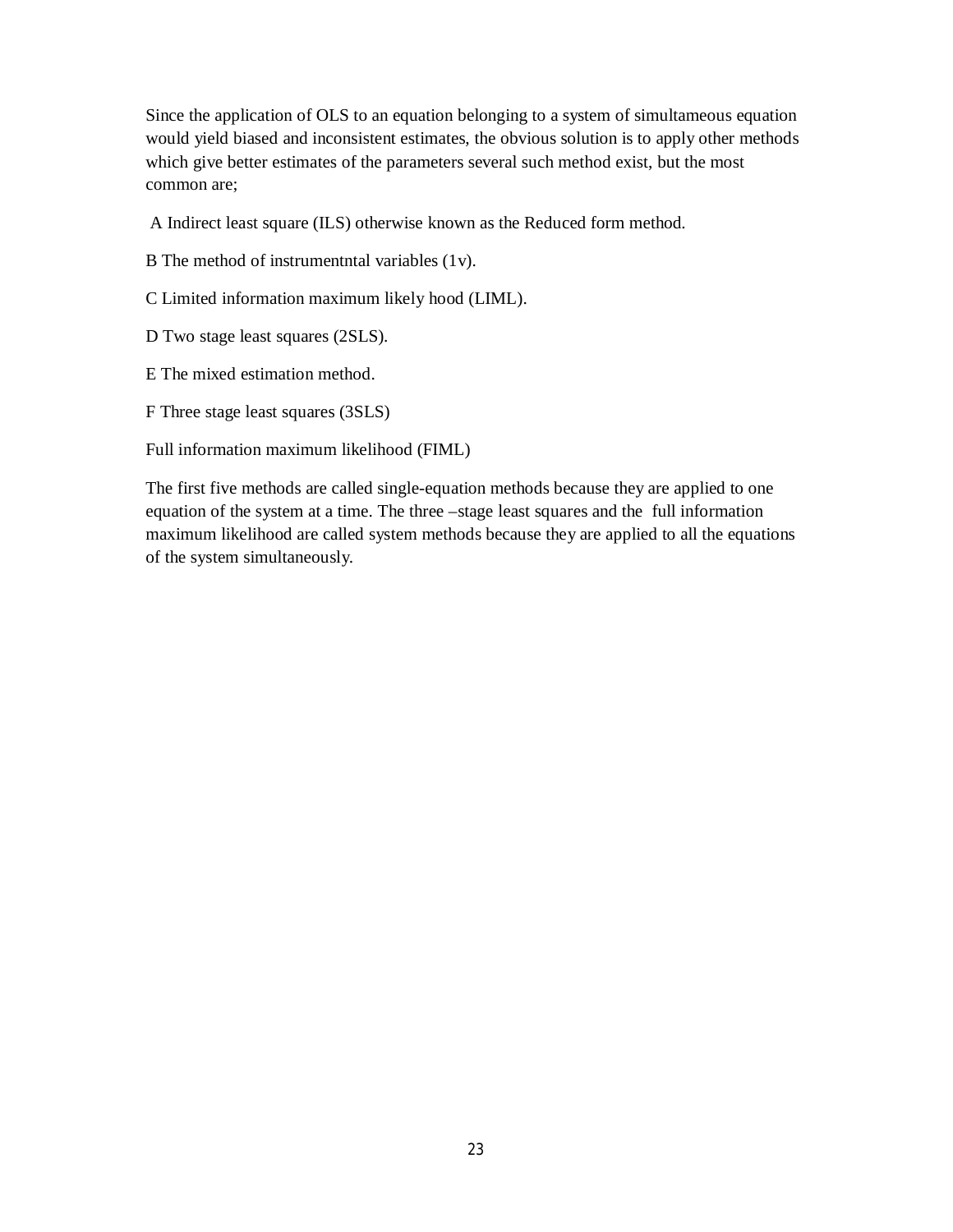Since the application of OLS to an equation belonging to a system of simultameous equation would yield biased and inconsistent estimates, the obvious solution is to apply other methods which give better estimates of the parameters several such method exist, but the most common are;

A Indirect least square (ILS) otherwise known as the Reduced form method.

B The method of instrumentntal variables (1v).

C Limited information maximum likely hood (LIML).

D Two stage least squares (2SLS).

E The mixed estimation method.

F Three stage least squares (3SLS)

Full information maximum likelihood (FIML)

The first five methods are called single-equation methods because they are applied to one equation of the system at a time. The three –stage least squares and the full information maximum likelihood are called system methods because they are applied to all the equations of the system simultaneously.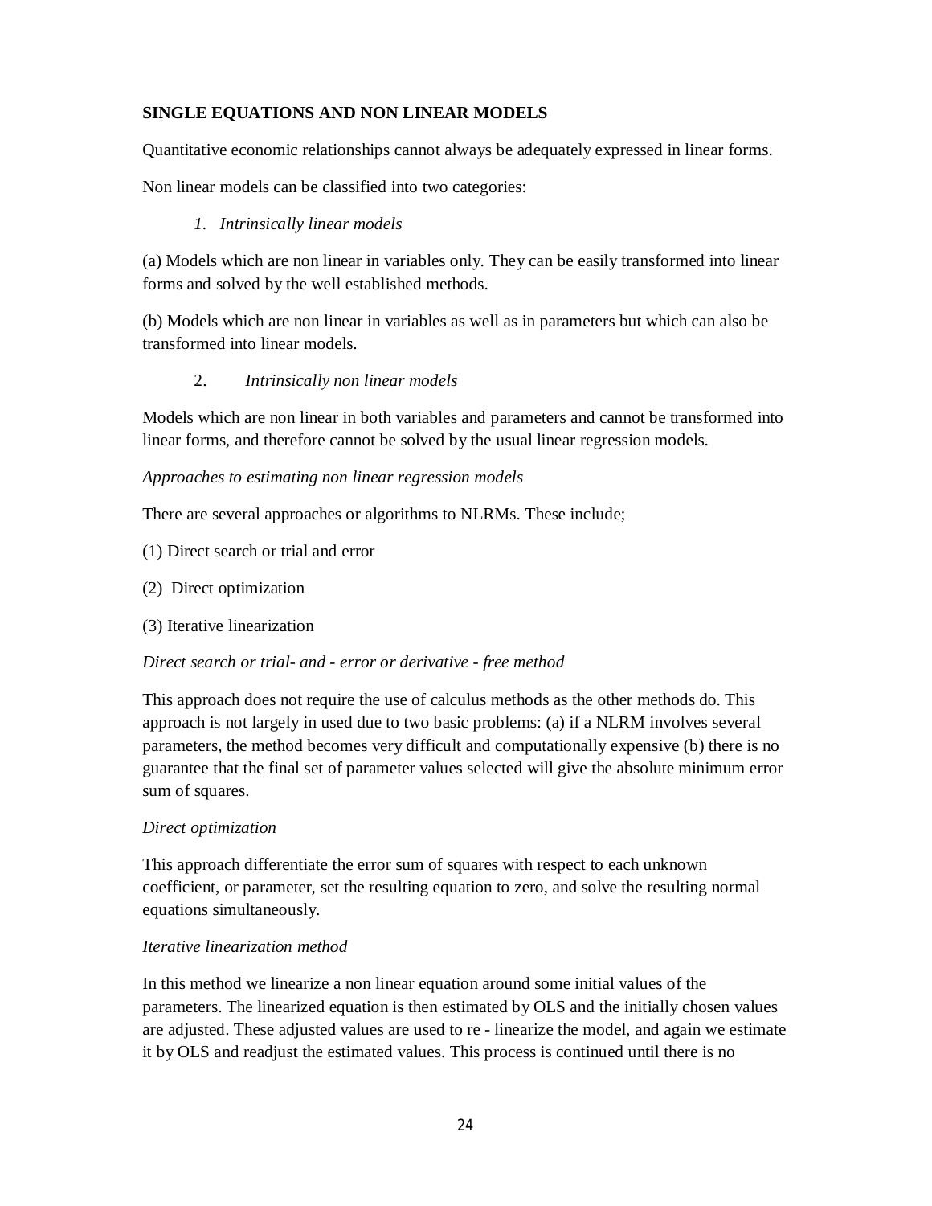**SINGLE EQUATIONS AND NON LINEAR MODELS**

Quantitative economic relationships cannot always be adequately expressed in linear forms.

Non linear models can be classified into two categories:

1. *Intrinsically linear models*

(a) Models which are non linear in variables only. They can be easily transformed into linear forms and solved by the well established methods.

(b) Models which are non linear in variables as well as in parameters but which can also be transformed into linear models.

2. *Intrinsically non linear models*

Models which are non linear in both variables and parameters and cannot be transformed into linear forms, and therefore cannot be solved by the usual linear regression models.

*Approaches to estimating non linear regression models*

There are several approaches or algorithms to NLRMs. These include;

(1) Direct search or trial and error

(2) Direct optimization

(3) Iterative linearization

*Direct search or trial- and - error or derivative - free method*

This approach does not require the use of calculus methods as the other methods do. This approach is not largely in used due to two basic problems: (a) if a NLRM involves several parameters, the method becomes very difficult and computationally expensive (b) there is no guarantee that the final set of parameter values selected will give the absolute minimum error sum of squares.

*Direct optimization*

This approach differentiate the error sum of squares with respect to each unknown coefficient, or parameter, set the resulting equation to zero, and solve the resulting normal equations simultaneously.

*Iterative linearization method*

In this method we linearize a non linear equation around some initial values of the parameters. The linearized equation is then estimated by OLS and the initially chosen values are adjusted. These adjusted values are used to re - linearize the model, and again we estimate it by OLS and readjust the estimated values. This process is continued until there is no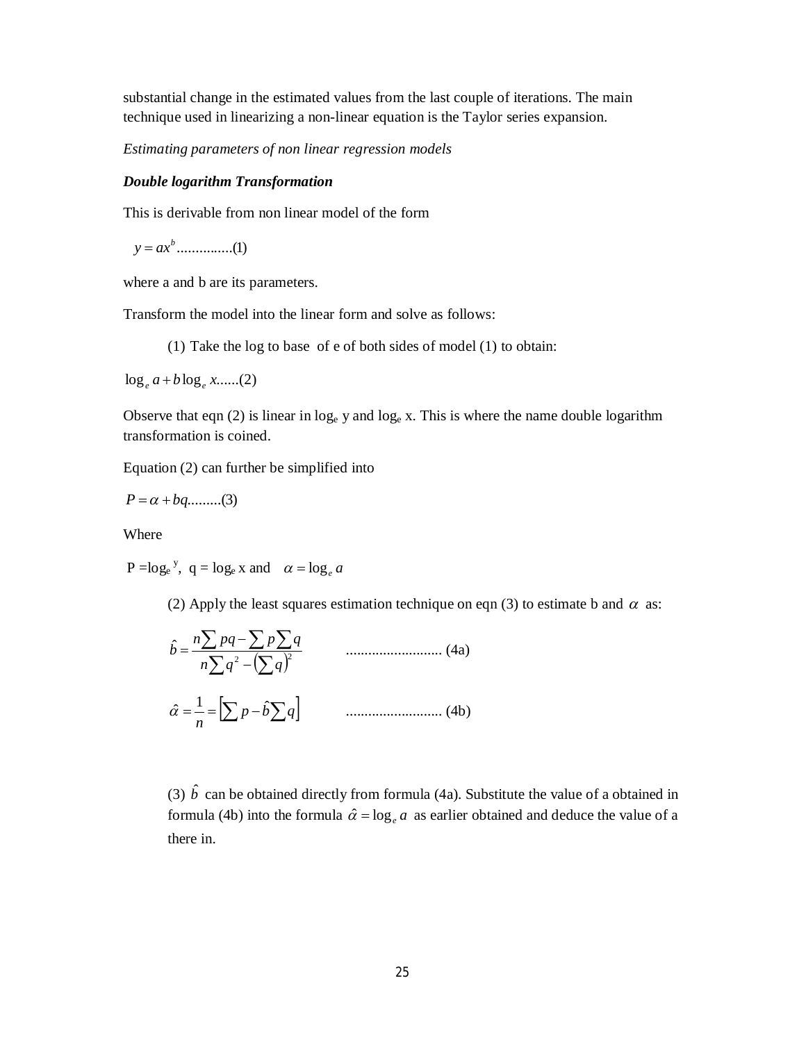substantial change in the estimated values from the last couple of iterations. The main technique used in linearizing a non-linear equation is the Taylor series expansion.

*Estimating parameters of non linear regression models*

***Double logarithm Transformation***

This is derivable from non linear model of the form

$$y = ax^b \text{...............(1)}$$

where a and b are its parameters.

Transform the model into the linear form and solve as follows:

(1) Take the log to base of e of both sides of model (1) to obtain:

$$\log_e a + b\log_e x\text{......(2)}$$

Observe that eqn (2) is linear in $\log_e$ y and $\log_e$ x. This is where the name double logarithm transformation is coined.

Equation (2) can further be simplified into

$$P = \alpha + bq\text{.........(3)}$$

Where

P $=\log_e{}^y$, q = $\log_e$ x and $\alpha = \log_e a$

(2) Apply the least squares estimation technique on eqn (3) to estimate b and $\alpha$ as:

$$\hat{b} = \frac{n\sum pq - \sum p \sum q}{n\sum q^2 - \left(\sum q\right)^2} \qquad \text{.......................... (4a)}$$

$$\hat{\alpha} = \frac{1}{n} = \left[\sum p - \hat{b}\sum q\right] \qquad \text{.......................... (4b)}$$

(3) $\hat{b}$ can be obtained directly from formula (4a). Substitute the value of a obtained in formula (4b) into the formula $\hat{\alpha} = \log_e a$ as earlier obtained and deduce the value of a there in.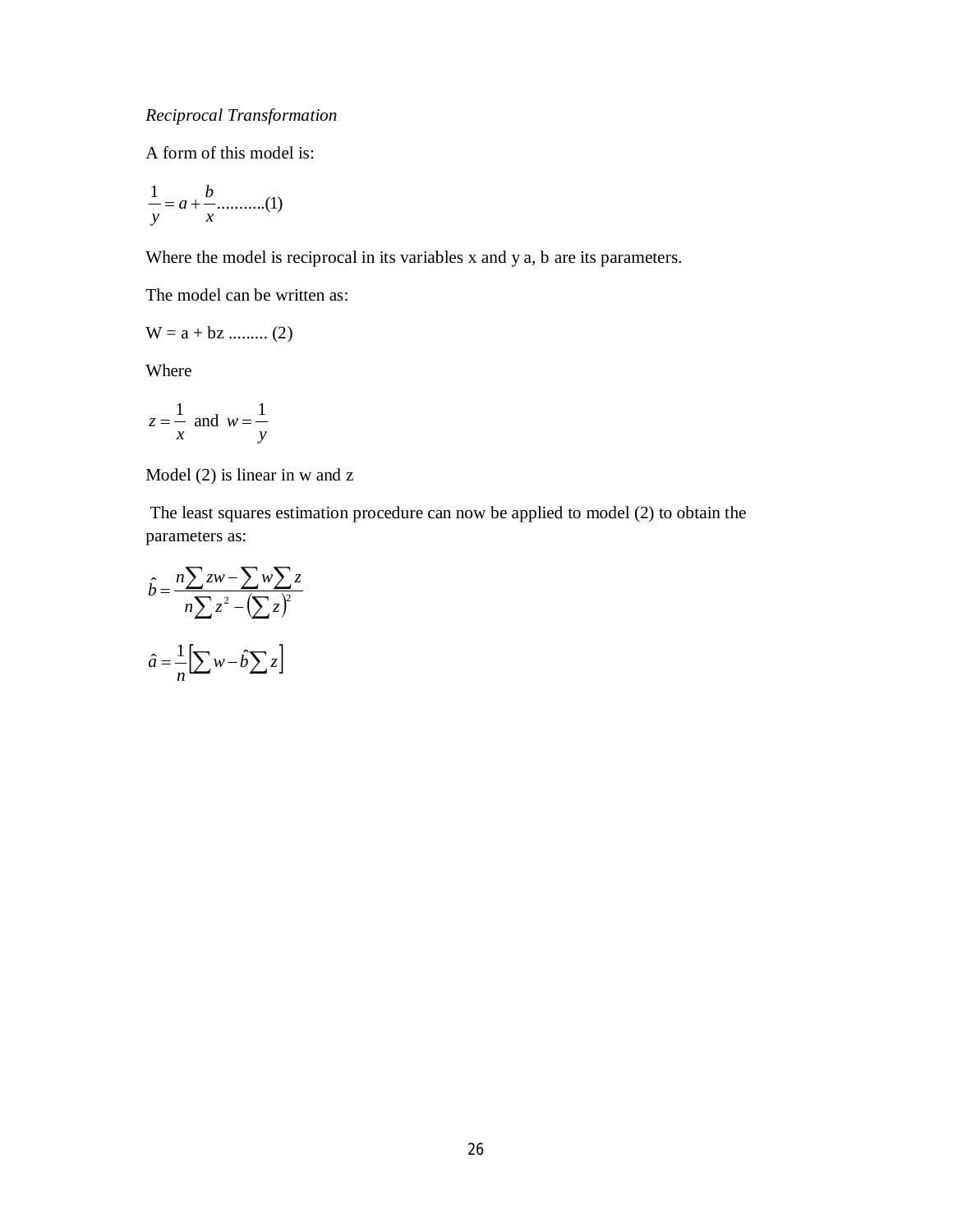*Reciprocal Transformation*

A form of this model is:

$$\frac{1}{y} = a + \frac{b}{x} \text{...........(1)}$$

Where the model is reciprocal in its variables x and y a, b are its parameters.

The model can be written as:

W = a + bz ......... (2)

Where

$$z = \frac{1}{x} \text{ and } w = \frac{1}{y}$$

Model (2) is linear in w and z

The least squares estimation procedure can now be applied to model (2) to obtain the parameters as:

$$\hat{b} = \frac{n\sum zw - \sum w \sum z}{n\sum z^2 - \left(\sum z\right)^2}$$

$$\hat{a} = \frac{1}{n}\left[\sum w - \hat{b}\sum z\right]$$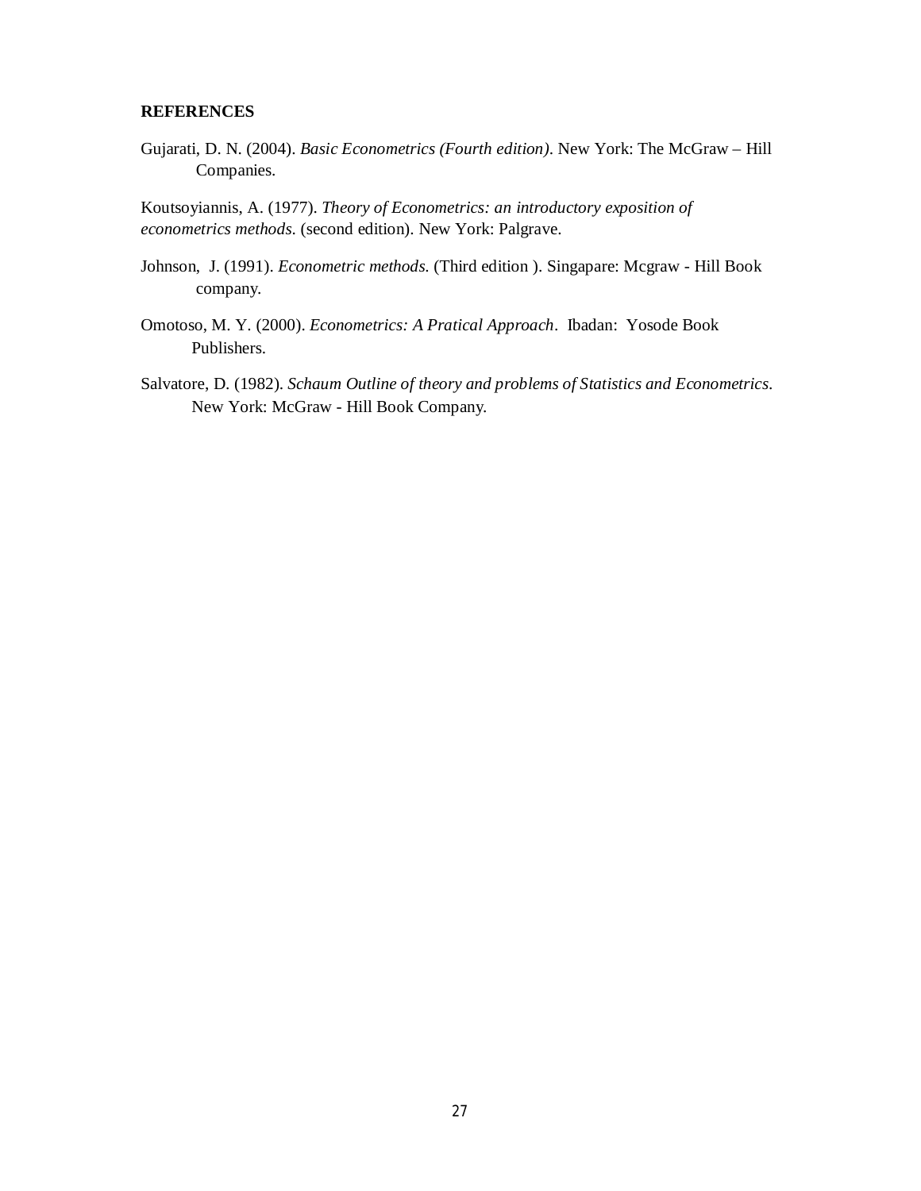**REFERENCES**

Gujarati, D. N. (2004). *Basic Econometrics (Fourth edition)*. New York: The McGraw – Hill Companies.

Koutsoyiannis, A. (1977). *Theory of Econometrics: an introductory exposition of econometrics methods.* (second edition). New York: Palgrave.

Johnson, J. (1991). *Econometric methods.* (Third edition ). Singapare: Mcgraw - Hill Book company.

Omotoso, M. Y. (2000). *Econometrics: A Pratical Approach*. Ibadan: Yosode Book Publishers.

Salvatore, D. (1982). *Schaum Outline of theory and problems of Statistics and Econometrics.* New York: McGraw - Hill Book Company.